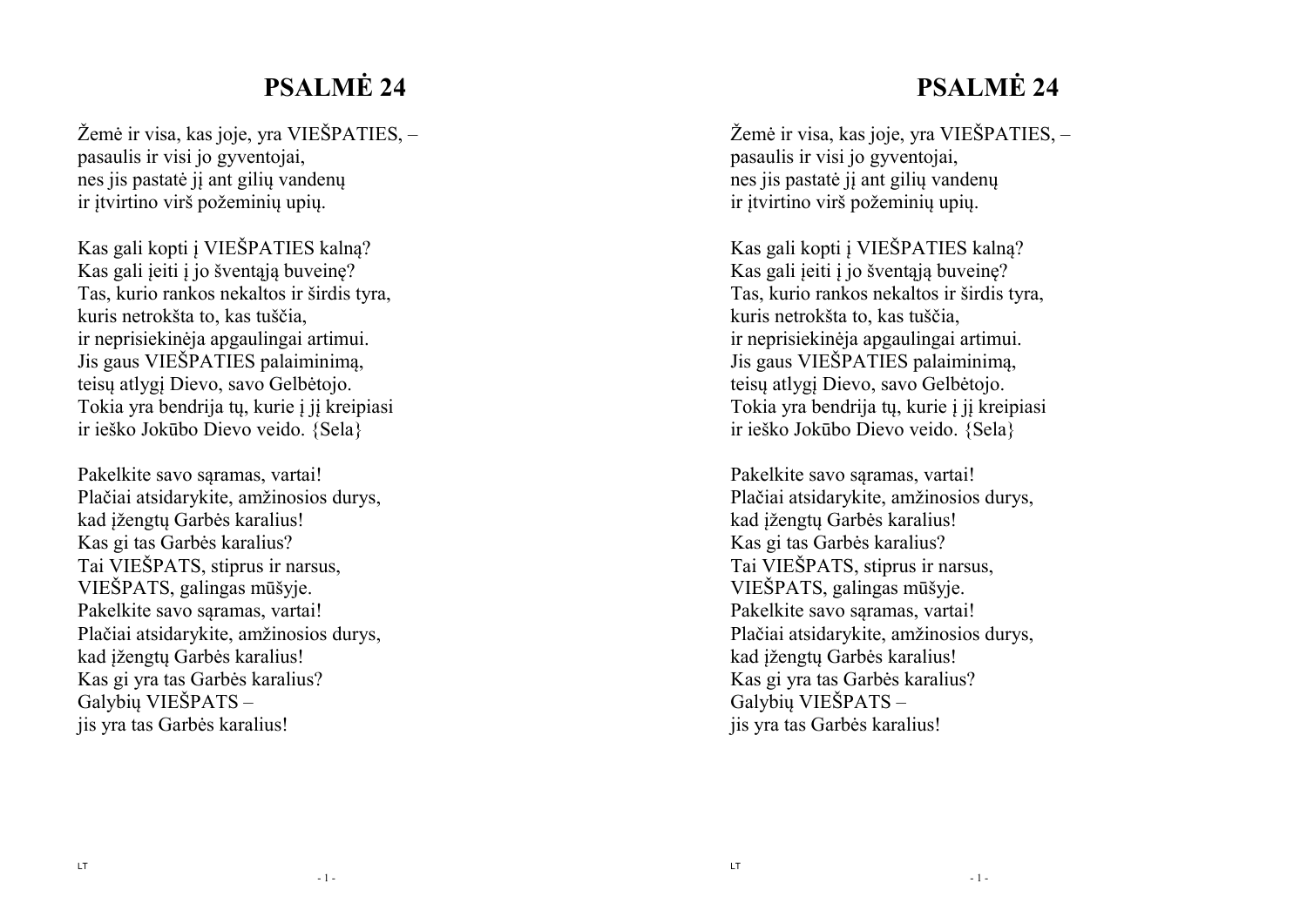# PSALMĖ 24

Žemė ir visa, kas joje, yra VIEŠPATIES, –
pasaulis ir visi jo gyventojai,
nes jis pastatė jį ant gilių vandenų
ir įtvirtino virš požeminių upių.

Kas gali kopti į VIEŠPATIES kalną?
Kas gali įeiti į jo šventąją buveinę?
Tas, kurio rankos nekaltos ir širdis tyra,
kuris netrokšta to, kas tuščia,
ir neprisiekinėja apgaulingai artimui.
Jis gaus VIEŠPATIES palaiminimą,
teisų atlygį Dievo, savo Gelbėtojo.
Tokia yra bendrija tų, kurie į jį kreipiasi
ir ieško Jokūbo Dievo veido. {Sela}

Pakelkite savo sąramas, vartai!
Plačiai atsidarykite, amžinosios durys,
kad įžengtų Garbės karalius!
Kas gi tas Garbės karalius?
Tai VIEŠPATS, stiprus ir narsus,
VIEŠPATS, galingas mūšyje.
Pakelkite savo sąramas, vartai!
Plačiai atsidarykite, amžinosios durys,
kad įžengtų Garbės karalius!
Kas gi yra tas Garbės karalius?
Galybių VIEŠPATS –
jis yra tas Garbės karalius!

# PSALMĖ 24

Žemė ir visa, kas joje, yra VIEŠPATIES, –
pasaulis ir visi jo gyventojai,
nes jis pastatė jį ant gilių vandenų
ir įtvirtino virš požeminių upių.

Kas gali kopti į VIEŠPATIES kalną?
Kas gali įeiti į jo šventąją buveinę?
Tas, kurio rankos nekaltos ir širdis tyra,
kuris netrokšta to, kas tuščia,
ir neprisiekinėja apgaulingai artimui.
Jis gaus VIEŠPATIES palaiminimą,
teisų atlygį Dievo, savo Gelbėtojo.
Tokia yra bendrija tų, kurie į jį kreipiasi
ir ieško Jokūbo Dievo veido. {Sela}

Pakelkite savo sąramas, vartai!
Plačiai atsidarykite, amžinosios durys,
kad įžengtų Garbės karalius!
Kas gi tas Garbės karalius?
Tai VIEŠPATS, stiprus ir narsus,
VIEŠPATS, galingas mūšyje.
Pakelkite savo sąramas, vartai!
Plačiai atsidarykite, amžinosios durys,
kad įžengtų Garbės karalius!
Kas gi yra tas Garbės karalius?
Galybių VIEŠPATS –
jis yra tas Garbės karalius!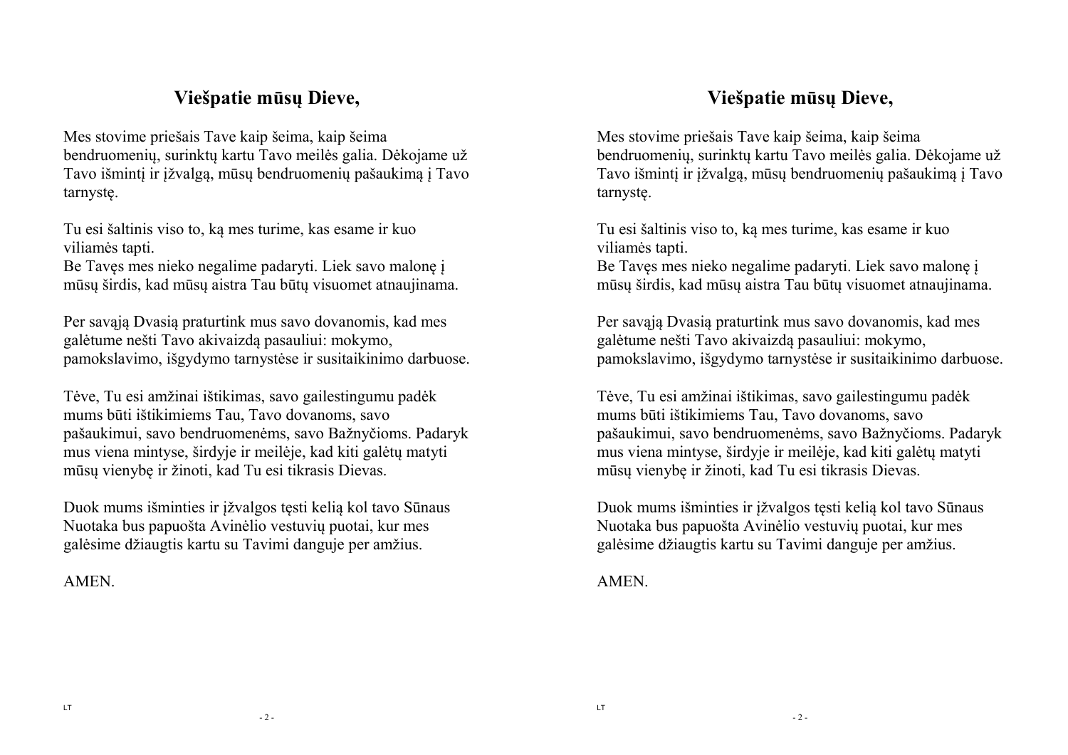## Viešpatie mūsų Dieve,

Mes stovime priešais Tave kaip šeima, kaip šeima bendruomenių, surinktų kartu Tavo meilės galia. Dėkojame už Tavo išmintį ir įžvalgą, mūsų bendruomenių pašaukimą į Tavo tarnystę.

Tu esi šaltinis viso to, ką mes turime, kas esame ir kuo viliamės tapti.
Be Tavęs mes nieko negalime padaryti. Liek savo malonę į mūsų širdis, kad mūsų aistra Tau būtų visuomet atnaujinama.

Per savąją Dvasią praturtink mus savo dovanomis, kad mes galėtume nešti Tavo akivaizdą pasauliui: mokymo, pamokslavimo, išgydymo tarnystėse ir susitaikinimo darbuose.

Tėve, Tu esi amžinai ištikimas, savo gailestingumu padėk mums būti ištikimiems Tau, Tavo dovanoms, savo pašaukimui, savo bendruomenėms, savo Bažnyčioms. Padaryk mus viena mintyse, širdyje ir meilėje, kad kiti galėtų matyti mūsų vienybę ir žinoti, kad Tu esi tikrasis Dievas.

Duok mums išminties ir įžvalgos tęsti kelią kol tavo Sūnaus Nuotaka bus papuošta Avinėlio vestuvių puotai, kur mes galėsime džiaugtis kartu su Tavimi danguje per amžius.

AMEN.

## Viešpatie mūsų Dieve,

Mes stovime priešais Tave kaip šeima, kaip šeima bendruomenių, surinktų kartu Tavo meilės galia. Dėkojame už Tavo išmintį ir įžvalgą, mūsų bendruomenių pašaukimą į Tavo tarnystę.

Tu esi šaltinis viso to, ką mes turime, kas esame ir kuo viliamės tapti.
Be Tavęs mes nieko negalime padaryti. Liek savo malonę į mūsų širdis, kad mūsų aistra Tau būtų visuomet atnaujinama.

Per savąją Dvasią praturtink mus savo dovanomis, kad mes galėtume nešti Tavo akivaizdą pasauliui: mokymo, pamokslavimo, išgydymo tarnystėse ir susitaikinimo darbuose.

Tėve, Tu esi amžinai ištikimas, savo gailestingumu padėk mums būti ištikimiems Tau, Tavo dovanoms, savo pašaukimui, savo bendruomenėms, savo Bažnyčioms. Padaryk mus viena mintyse, širdyje ir meilėje, kad kiti galėtų matyti mūsų vienybę ir žinoti, kad Tu esi tikrasis Dievas.

Duok mums išminties ir įžvalgos tęsti kelią kol tavo Sūnaus Nuotaka bus papuošta Avinėlio vestuvių puotai, kur mes galėsime džiaugtis kartu su Tavimi danguje per amžius.

AMEN.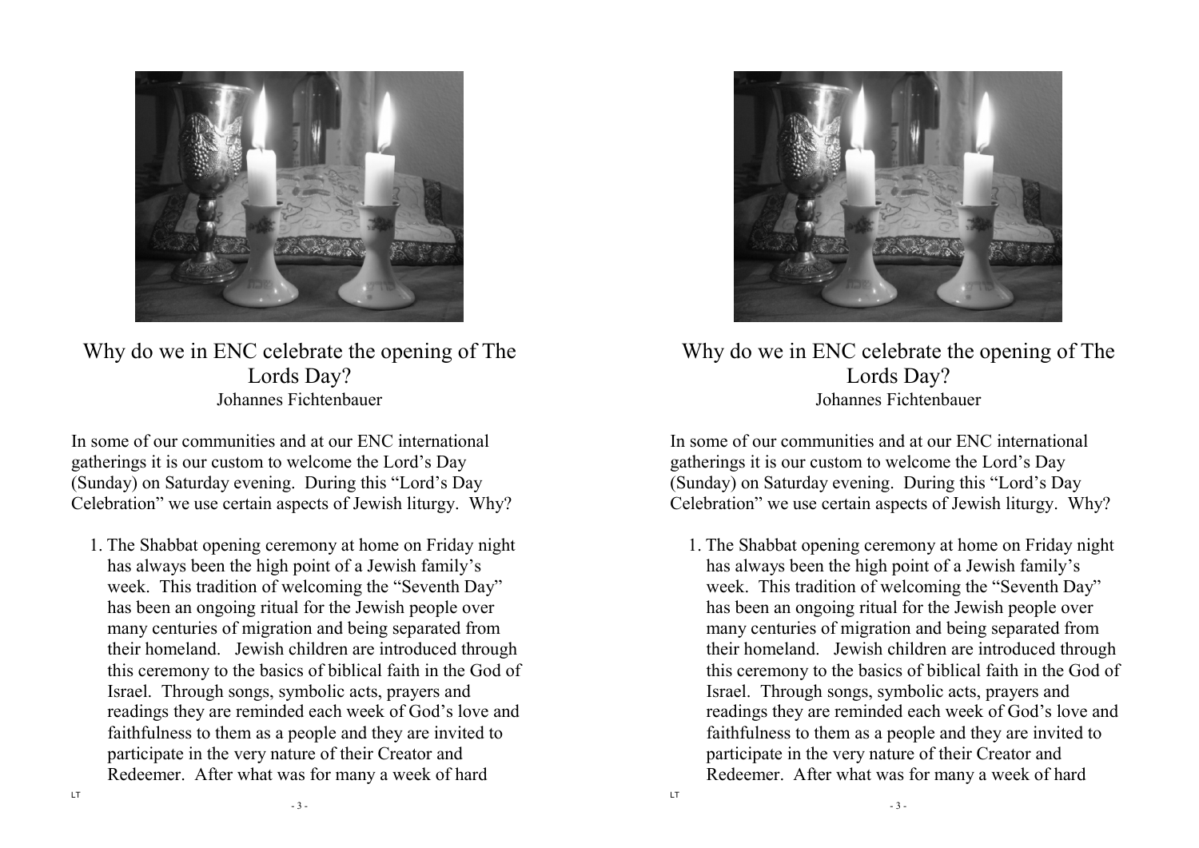# Why do we in ENC celebrate the opening of The Lords Day?

Johannes Fichtenbauer

In some of our communities and at our ENC international gatherings it is our custom to welcome the Lord's Day (Sunday) on Saturday evening. During this "Lord's Day Celebration" we use certain aspects of Jewish liturgy. Why?

1. The Shabbat opening ceremony at home on Friday night has always been the high point of a Jewish family's week. This tradition of welcoming the "Seventh Day" has been an ongoing ritual for the Jewish people over many centuries of migration and being separated from their homeland. Jewish children are introduced through this ceremony to the basics of biblical faith in the God of Israel. Through songs, symbolic acts, prayers and readings they are reminded each week of God's love and faithfulness to them as a people and they are invited to participate in the very nature of their Creator and Redeemer. After what was for many a week of hard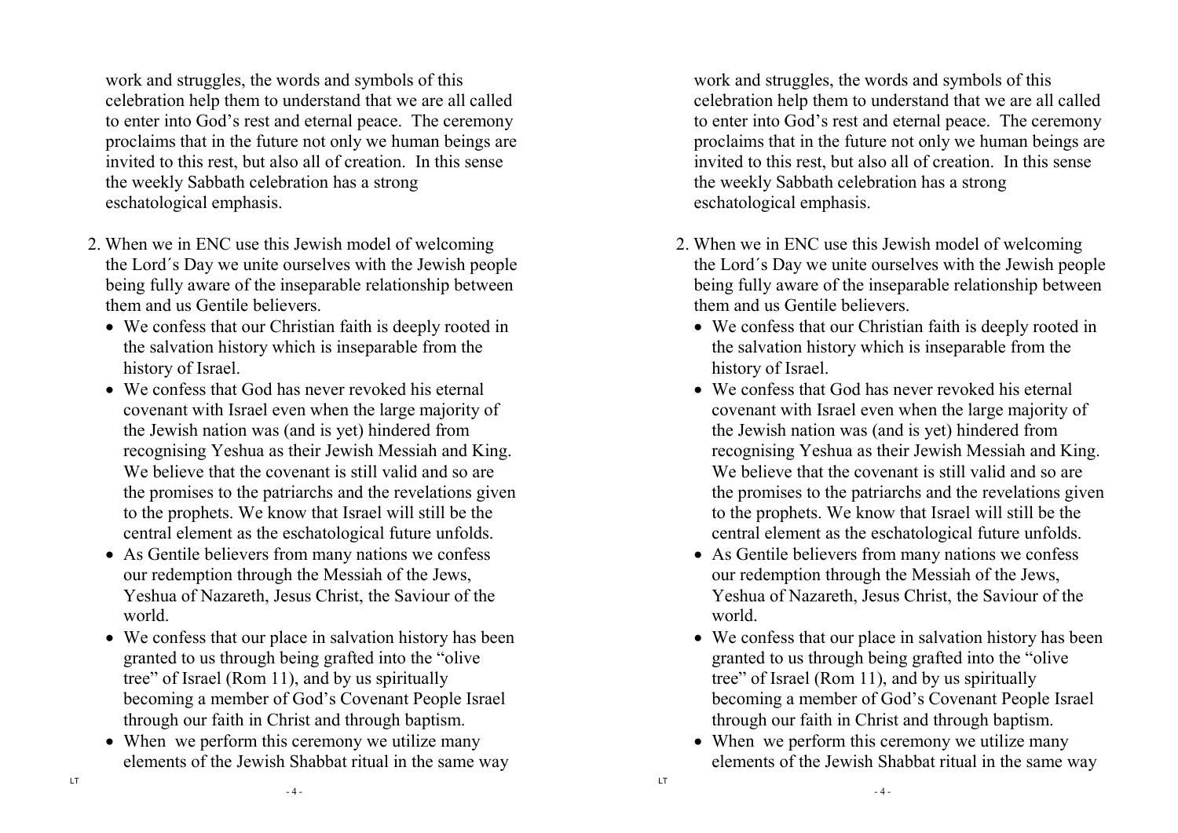work and struggles, the words and symbols of this celebration help them to understand that we are all called to enter into God's rest and eternal peace. The ceremony proclaims that in the future not only we human beings are invited to this rest, but also all of creation. In this sense the weekly Sabbath celebration has a strong eschatological emphasis.

2. When we in ENC use this Jewish model of welcoming the Lord´s Day we unite ourselves with the Jewish people being fully aware of the inseparable relationship between them and us Gentile believers.
   - We confess that our Christian faith is deeply rooted in the salvation history which is inseparable from the history of Israel.
   - We confess that God has never revoked his eternal covenant with Israel even when the large majority of the Jewish nation was (and is yet) hindered from recognising Yeshua as their Jewish Messiah and King. We believe that the covenant is still valid and so are the promises to the patriarchs and the revelations given to the prophets. We know that Israel will still be the central element as the eschatological future unfolds.
   - As Gentile believers from many nations we confess our redemption through the Messiah of the Jews, Yeshua of Nazareth, Jesus Christ, the Saviour of the world.
   - We confess that our place in salvation history has been granted to us through being grafted into the "olive tree" of Israel (Rom 11), and by us spiritually becoming a member of God's Covenant People Israel through our faith in Christ and through baptism.
   - When we perform this ceremony we utilize many elements of the Jewish Shabbat ritual in the same way

work and struggles, the words and symbols of this celebration help them to understand that we are all called to enter into God's rest and eternal peace. The ceremony proclaims that in the future not only we human beings are invited to this rest, but also all of creation. In this sense the weekly Sabbath celebration has a strong eschatological emphasis.

2. When we in ENC use this Jewish model of welcoming the Lord´s Day we unite ourselves with the Jewish people being fully aware of the inseparable relationship between them and us Gentile believers.
   - We confess that our Christian faith is deeply rooted in the salvation history which is inseparable from the history of Israel.
   - We confess that God has never revoked his eternal covenant with Israel even when the large majority of the Jewish nation was (and is yet) hindered from recognising Yeshua as their Jewish Messiah and King. We believe that the covenant is still valid and so are the promises to the patriarchs and the revelations given to the prophets. We know that Israel will still be the central element as the eschatological future unfolds.
   - As Gentile believers from many nations we confess our redemption through the Messiah of the Jews, Yeshua of Nazareth, Jesus Christ, the Saviour of the world.
   - We confess that our place in salvation history has been granted to us through being grafted into the "olive tree" of Israel (Rom 11), and by us spiritually becoming a member of God's Covenant People Israel through our faith in Christ and through baptism.
   - When we perform this ceremony we utilize many elements of the Jewish Shabbat ritual in the same way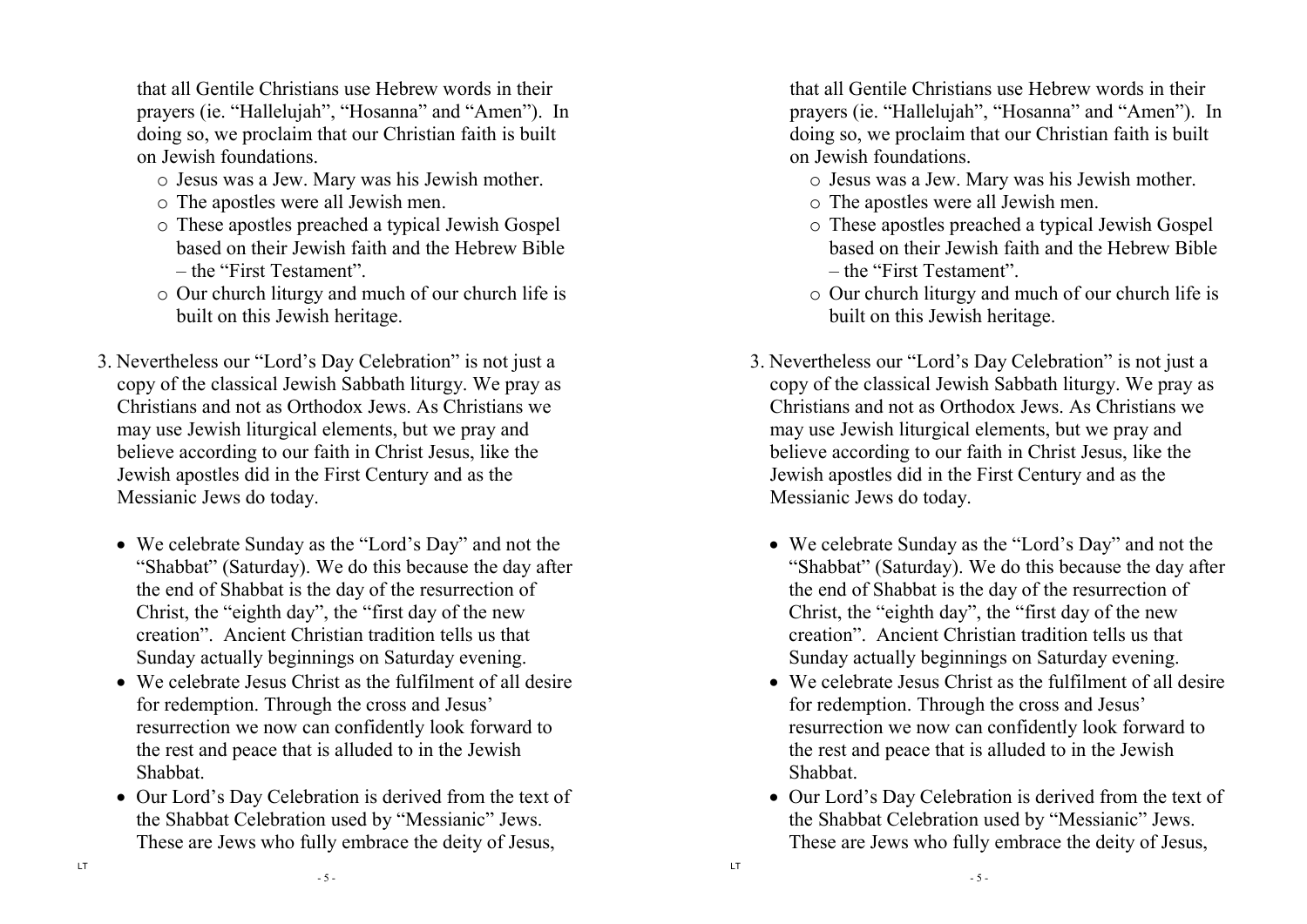that all Gentile Christians use Hebrew words in their prayers (ie. "Hallelujah", "Hosanna" and "Amen"). In doing so, we proclaim that our Christian faith is built on Jewish foundations.

- Jesus was a Jew. Mary was his Jewish mother.
- The apostles were all Jewish men.
- These apostles preached a typical Jewish Gospel based on their Jewish faith and the Hebrew Bible – the "First Testament".
- Our church liturgy and much of our church life is built on this Jewish heritage.

3. Nevertheless our "Lord's Day Celebration" is not just a copy of the classical Jewish Sabbath liturgy. We pray as Christians and not as Orthodox Jews. As Christians we may use Jewish liturgical elements, but we pray and believe according to our faith in Christ Jesus, like the Jewish apostles did in the First Century and as the Messianic Jews do today.

   - We celebrate Sunday as the "Lord's Day" and not the "Shabbat" (Saturday). We do this because the day after the end of Shabbat is the day of the resurrection of Christ, the "eighth day", the "first day of the new creation". Ancient Christian tradition tells us that Sunday actually beginnings on Saturday evening.
   - We celebrate Jesus Christ as the fulfilment of all desire for redemption. Through the cross and Jesus' resurrection we now can confidently look forward to the rest and peace that is alluded to in the Jewish Shabbat.
   - Our Lord's Day Celebration is derived from the text of the Shabbat Celebration used by "Messianic" Jews. These are Jews who fully embrace the deity of Jesus,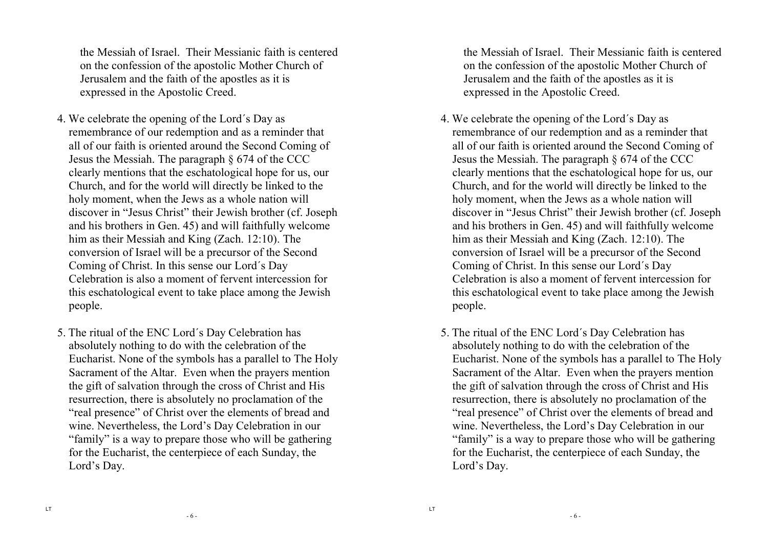the Messiah of Israel. Their Messianic faith is centered on the confession of the apostolic Mother Church of Jerusalem and the faith of the apostles as it is expressed in the Apostolic Creed.

4. We celebrate the opening of the Lord´s Day as remembrance of our redemption and as a reminder that all of our faith is oriented around the Second Coming of Jesus the Messiah. The paragraph § 674 of the CCC clearly mentions that the eschatological hope for us, our Church, and for the world will directly be linked to the holy moment, when the Jews as a whole nation will discover in "Jesus Christ" their Jewish brother (cf. Joseph and his brothers in Gen. 45) and will faithfully welcome him as their Messiah and King (Zach. 12:10). The conversion of Israel will be a precursor of the Second Coming of Christ. In this sense our Lord´s Day Celebration is also a moment of fervent intercession for this eschatological event to take place among the Jewish people.

5. The ritual of the ENC Lord´s Day Celebration has absolutely nothing to do with the celebration of the Eucharist. None of the symbols has a parallel to The Holy Sacrament of the Altar. Even when the prayers mention the gift of salvation through the cross of Christ and His resurrection, there is absolutely no proclamation of the "real presence" of Christ over the elements of bread and wine. Nevertheless, the Lord's Day Celebration in our "family" is a way to prepare those who will be gathering for the Eucharist, the centerpiece of each Sunday, the Lord's Day.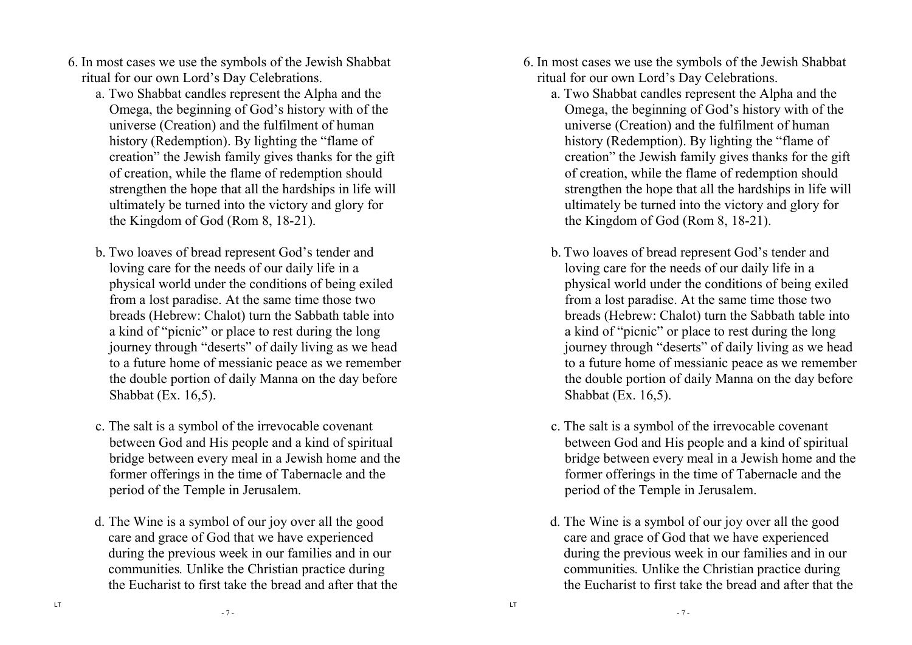6. In most cases we use the symbols of the Jewish Shabbat ritual for our own Lord's Day Celebrations.

   a. Two Shabbat candles represent the Alpha and the Omega, the beginning of God's history with of the universe (Creation) and the fulfilment of human history (Redemption). By lighting the "flame of creation" the Jewish family gives thanks for the gift of creation, while the flame of redemption should strengthen the hope that all the hardships in life will ultimately be turned into the victory and glory for the Kingdom of God (Rom 8, 18-21).

   b. Two loaves of bread represent God's tender and loving care for the needs of our daily life in a physical world under the conditions of being exiled from a lost paradise. At the same time those two breads (Hebrew: Chalot) turn the Sabbath table into a kind of "picnic" or place to rest during the long journey through "deserts" of daily living as we head to a future home of messianic peace as we remember the double portion of daily Manna on the day before Shabbat (Ex. 16,5).

   c. The salt is a symbol of the irrevocable covenant between God and His people and a kind of spiritual bridge between every meal in a Jewish home and the former offerings in the time of Tabernacle and the period of the Temple in Jerusalem.

   d. The Wine is a symbol of our joy over all the good care and grace of God that we have experienced during the previous week in our families and in our communities. Unlike the Christian practice during the Eucharist to first take the bread and after that the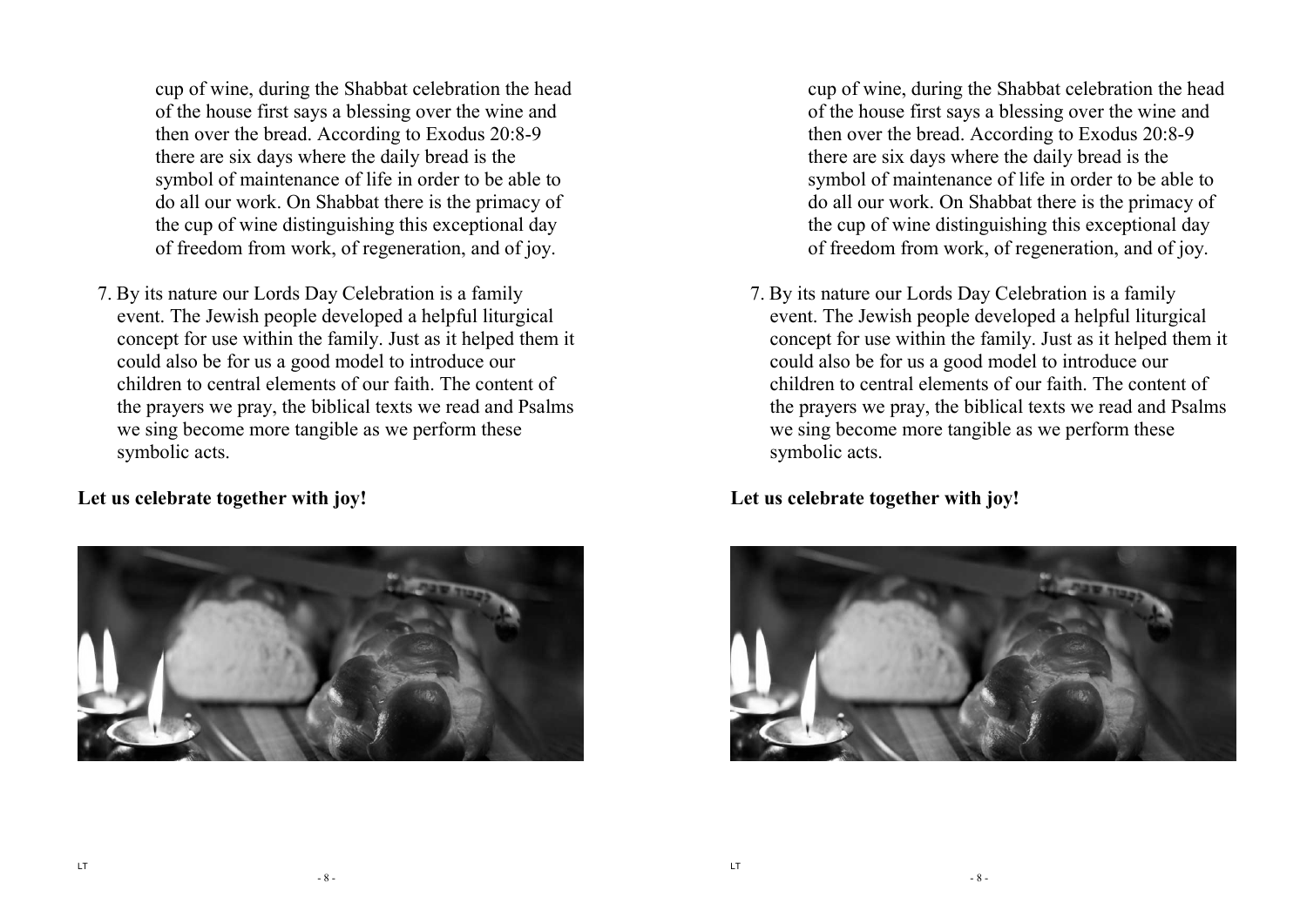cup of wine, during the Shabbat celebration the head of the house first says a blessing over the wine and then over the bread. According to Exodus 20:8-9 there are six days where the daily bread is the symbol of maintenance of life in order to be able to do all our work. On Shabbat there is the primacy of the cup of wine distinguishing this exceptional day of freedom from work, of regeneration, and of joy.

7. By its nature our Lords Day Celebration is a family event. The Jewish people developed a helpful liturgical concept for use within the family. Just as it helped them it could also be for us a good model to introduce our children to central elements of our faith. The content of the prayers we pray, the biblical texts we read and Psalms we sing become more tangible as we perform these symbolic acts.

**Let us celebrate together with joy!**

cup of wine, during the Shabbat celebration the head of the house first says a blessing over the wine and then over the bread. According to Exodus 20:8-9 there are six days where the daily bread is the symbol of maintenance of life in order to be able to do all our work. On Shabbat there is the primacy of the cup of wine distinguishing this exceptional day of freedom from work, of regeneration, and of joy.

7. By its nature our Lords Day Celebration is a family event. The Jewish people developed a helpful liturgical concept for use within the family. Just as it helped them it could also be for us a good model to introduce our children to central elements of our faith. The content of the prayers we pray, the biblical texts we read and Psalms we sing become more tangible as we perform these symbolic acts.

**Let us celebrate together with joy!**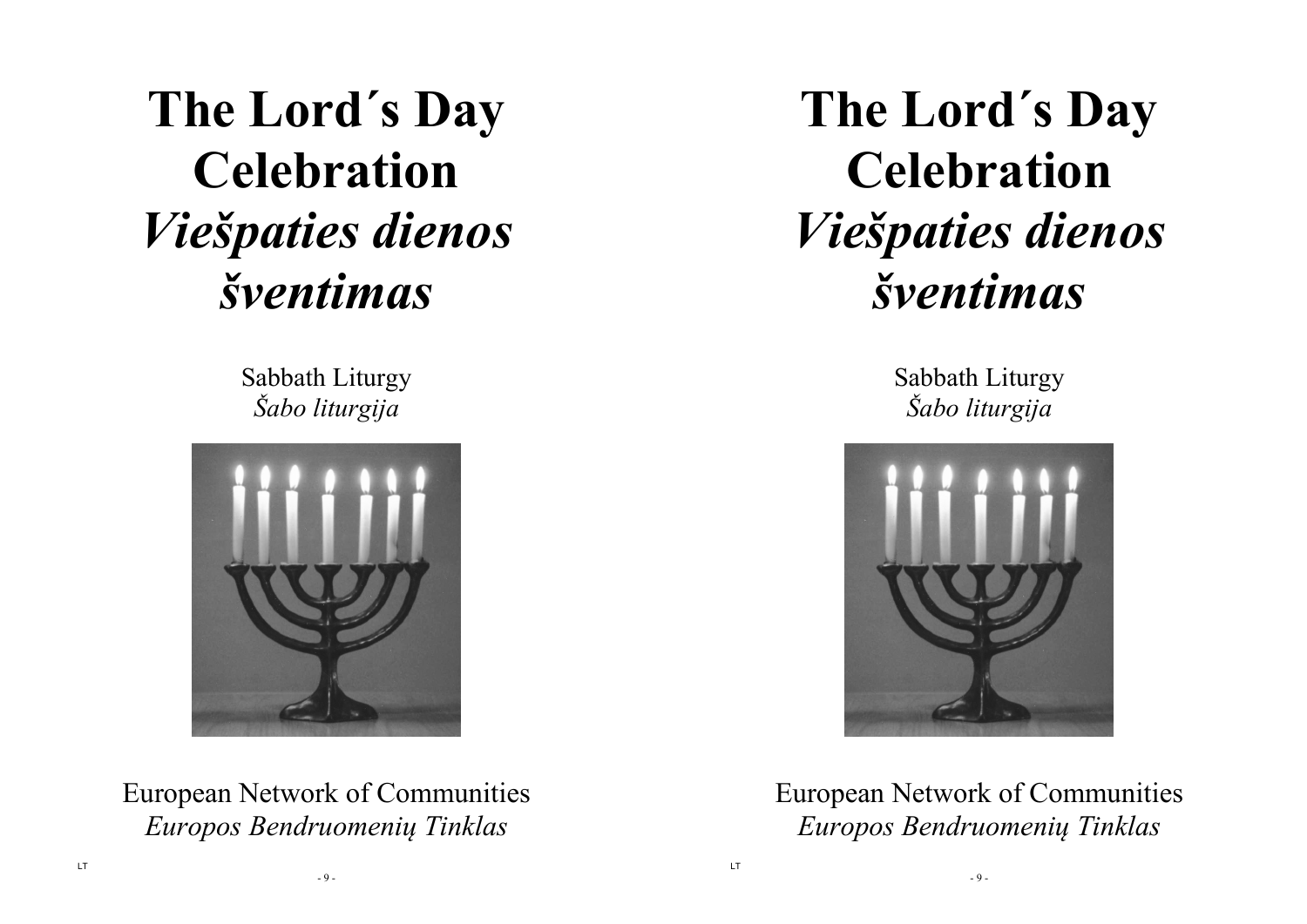# The Lord´s Day Celebration
# *Viešpaties dienos šventimas*

Sabbath Liturgy
*Šabo liturgija*

European Network of Communities
*Europos Bendruomenių Tinklas*

# The Lord´s Day Celebration
# *Viešpaties dienos šventimas*

Sabbath Liturgy
*Šabo liturgija*

European Network of Communities
*Europos Bendruomenių Tinklas*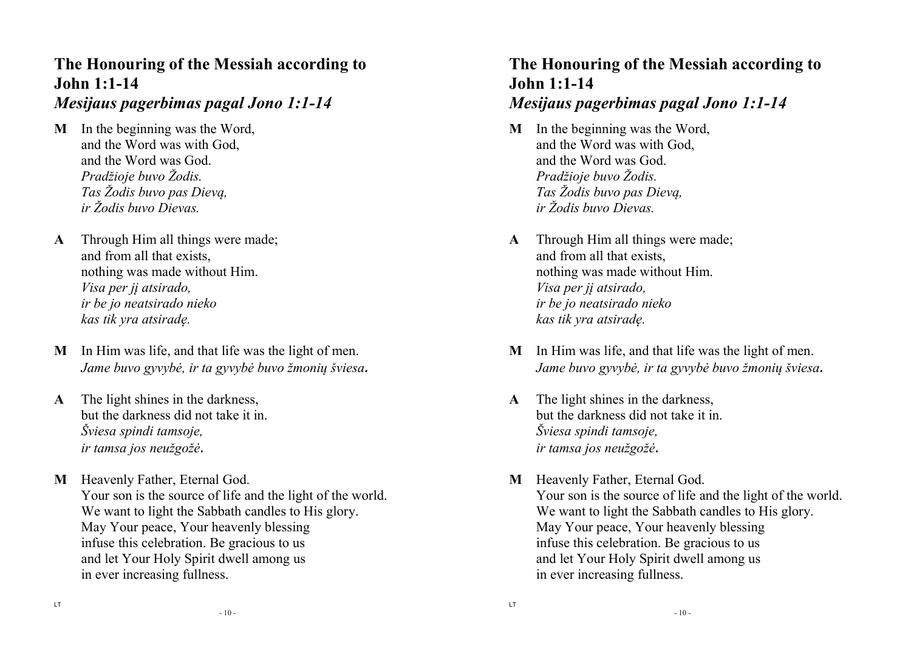## The Honouring of the Messiah according to John 1:1-14
### *Mesijaus pagerbimas pagal Jono 1:1-14*

**M** In the beginning was the Word,
and the Word was with God,
and the Word was God.
*Pradžioje buvo Žodis.*
*Tas Žodis buvo pas Dievą,*
*ir Žodis buvo Dievas.*

**A** Through Him all things were made;
and from all that exists,
nothing was made without Him.
*Visa per jį atsirado,*
*ir be jo neatsirado nieko*
*kas tik yra atsiradę.*

**M** In Him was life, and that life was the light of men.
*Jame buvo gyvybė, ir ta gyvybė buvo žmonių šviesa.*

**A** The light shines in the darkness,
but the darkness did not take it in.
*Šviesa spindi tamsoje,*
*ir tamsa jos neužgožė.*

**M** Heavenly Father, Eternal God.
Your son is the source of life and the light of the world.
We want to light the Sabbath candles to His glory.
May Your peace, Your heavenly blessing
infuse this celebration. Be gracious to us
and let Your Holy Spirit dwell among us
in ever increasing fullness.

## The Honouring of the Messiah according to John 1:1-14
### *Mesijaus pagerbimas pagal Jono 1:1-14*

**M** In the beginning was the Word,
and the Word was with God,
and the Word was God.
*Pradžioje buvo Žodis.*
*Tas Žodis buvo pas Dievą,*
*ir Žodis buvo Dievas.*

**A** Through Him all things were made;
and from all that exists,
nothing was made without Him.
*Visa per jį atsirado,*
*ir be jo neatsirado nieko*
*kas tik yra atsiradę.*

**M** In Him was life, and that life was the light of men.
*Jame buvo gyvybė, ir ta gyvybė buvo žmonių šviesa.*

**A** The light shines in the darkness,
but the darkness did not take it in.
*Šviesa spindi tamsoje,*
*ir tamsa jos neužgožė.*

**M** Heavenly Father, Eternal God.
Your son is the source of life and the light of the world.
We want to light the Sabbath candles to His glory.
May Your peace, Your heavenly blessing
infuse this celebration. Be gracious to us
and let Your Holy Spirit dwell among us
in ever increasing fullness.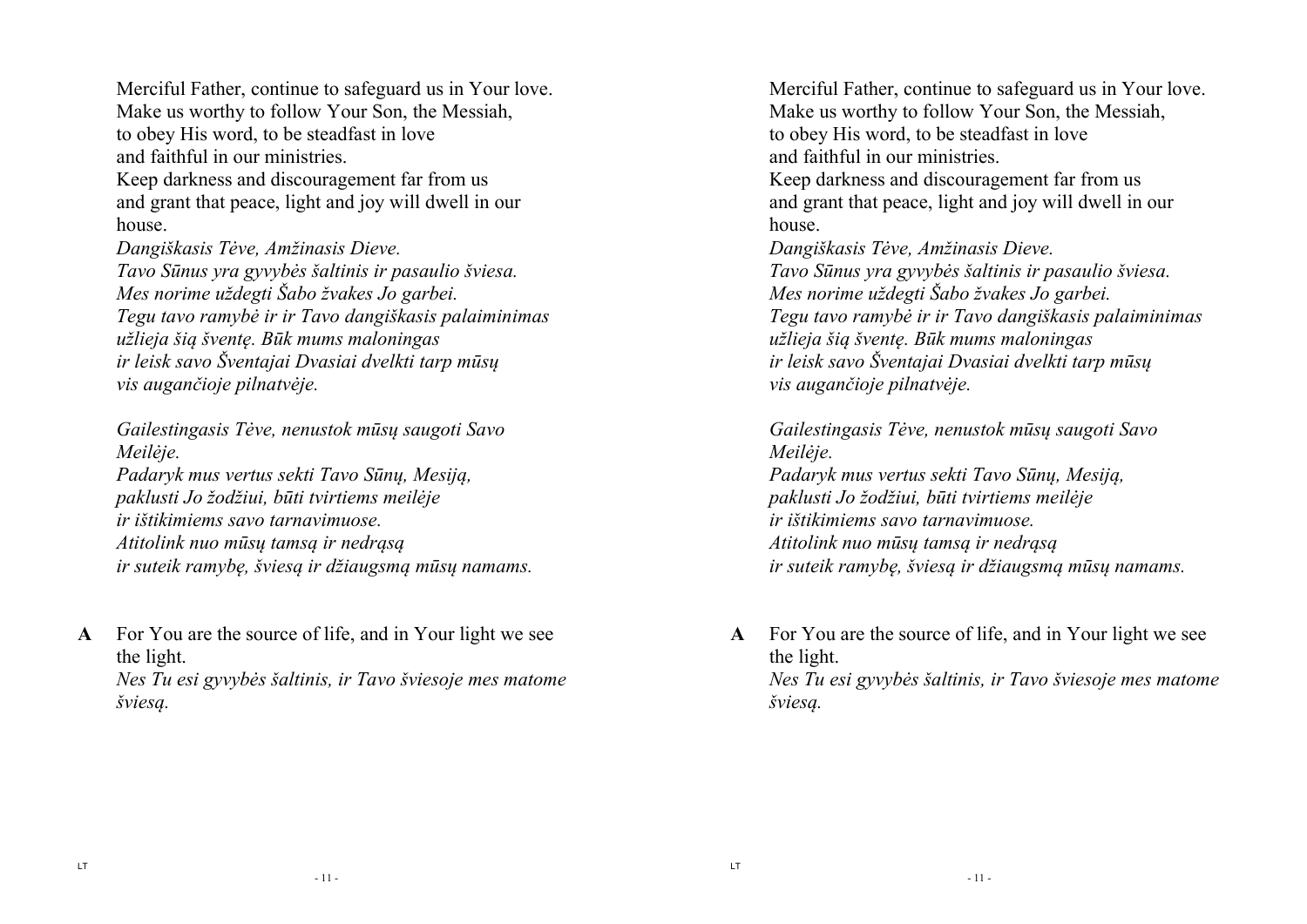Merciful Father, continue to safeguard us in Your love.
Make us worthy to follow Your Son, the Messiah,
to obey His word, to be steadfast in love
and faithful in our ministries.
Keep darkness and discouragement far from us
and grant that peace, light and joy will dwell in our house.

*Dangiškasis Tėve, Amžinasis Dieve.*
*Tavo Sūnus yra gyvybės šaltinis ir pasaulio šviesa.*
*Mes norime uždegti Šabo žvakes Jo garbei.*
*Tegu tavo ramybė ir ir Tavo dangiškasis palaiminimas*
*užlieja šią šventę. Būk mums maloningas*
*ir leisk savo Šventajai Dvasiai dvelkti tarp mūsų*
*vis augančioje pilnatvėje.*

*Gailestingasis Tėve, nenustok mūsų saugoti Savo Meilėje.*
*Padaryk mus vertus sekti Tavo Sūnų, Mesiją,*
*paklusti Jo žodžiui, būti tvirtiems meilėje*
*ir ištikimiems savo tarnavimuose.*
*Atitolink nuo mūsų tamsą ir nedrąsą*
*ir suteik ramybę, šviesą ir džiaugsmą mūsų namams.*

**A** For You are the source of life, and in Your light we see the light.
*Nes Tu esi gyvybės šaltinis, ir Tavo šviesoje mes matome šviesą.*

Merciful Father, continue to safeguard us in Your love.
Make us worthy to follow Your Son, the Messiah,
to obey His word, to be steadfast in love
and faithful in our ministries.
Keep darkness and discouragement far from us
and grant that peace, light and joy will dwell in our house.

*Dangiškasis Tėve, Amžinasis Dieve.*
*Tavo Sūnus yra gyvybės šaltinis ir pasaulio šviesa.*
*Mes norime uždegti Šabo žvakes Jo garbei.*
*Tegu tavo ramybė ir ir Tavo dangiškasis palaiminimas*
*užlieja šią šventę. Būk mums maloningas*
*ir leisk savo Šventajai Dvasiai dvelkti tarp mūsų*
*vis augančioje pilnatvėje.*

*Gailestingasis Tėve, nenustok mūsų saugoti Savo Meilėje.*
*Padaryk mus vertus sekti Tavo Sūnų, Mesiją,*
*paklusti Jo žodžiui, būti tvirtiems meilėje*
*ir ištikimiems savo tarnavimuose.*
*Atitolink nuo mūsų tamsą ir nedrąsą*
*ir suteik ramybę, šviesą ir džiaugsmą mūsų namams.*

**A** For You are the source of life, and in Your light we see the light.
*Nes Tu esi gyvybės šaltinis, ir Tavo šviesoje mes matome šviesą.*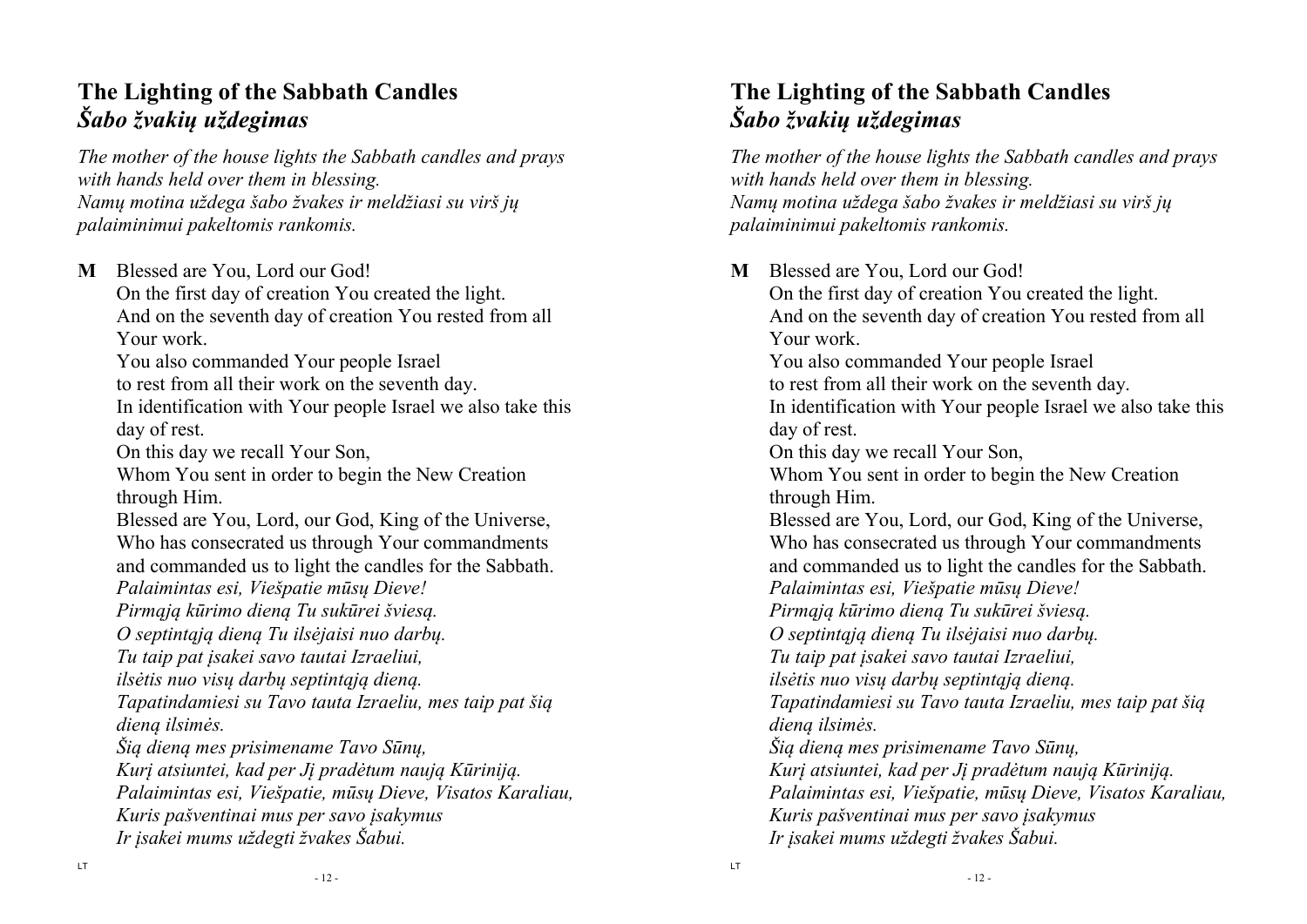## The Lighting of the Sabbath Candles
## *Šabo žvakių uždegimas*

*The mother of the house lights the Sabbath candles and prays with hands held over them in blessing.*
*Namų motina uždega šabo žvakes ir meldžiasi su virš jų palaiminimui pakeltomis rankomis.*

**M** Blessed are You, Lord our God!
On the first day of creation You created the light.
And on the seventh day of creation You rested from all Your work.
You also commanded Your people Israel
to rest from all their work on the seventh day.
In identification with Your people Israel we also take this day of rest.
On this day we recall Your Son,
Whom You sent in order to begin the New Creation through Him.
Blessed are You, Lord, our God, King of the Universe,
Who has consecrated us through Your commandments
and commanded us to light the candles for the Sabbath.
*Palaimintas esi, Viešpatie mūsų Dieve!*
*Pirmąją kūrimo dieną Tu sukūrei šviesą.*
*O septintąją dieną Tu ilsėjaisi nuo darbų.*
*Tu taip pat įsakei savo tautai Izraeliui,*
*ilsėtis nuo visų darbų septintąją dieną.*
*Tapatindamiesi su Tavo tauta Izraeliu, mes taip pat šią dieną ilsimės.*
*Šią dieną mes prisimename Tavo Sūnų,*
*Kurį atsiuntei, kad per Jį pradėtum naują Kūriniją.*
*Palaimintas esi, Viešpatie, mūsų Dieve, Visatos Karaliau,*
*Kuris pašventinai mus per savo įsakymus*
*Ir įsakei mums uždegti žvakes Šabui.*

## The Lighting of the Sabbath Candles
## *Šabo žvakių uždegimas*

*The mother of the house lights the Sabbath candles and prays with hands held over them in blessing.*
*Namų motina uždega šabo žvakes ir meldžiasi su virš jų palaiminimui pakeltomis rankomis.*

**M** Blessed are You, Lord our God!
On the first day of creation You created the light.
And on the seventh day of creation You rested from all Your work.
You also commanded Your people Israel
to rest from all their work on the seventh day.
In identification with Your people Israel we also take this day of rest.
On this day we recall Your Son,
Whom You sent in order to begin the New Creation through Him.
Blessed are You, Lord, our God, King of the Universe,
Who has consecrated us through Your commandments
and commanded us to light the candles for the Sabbath.
*Palaimintas esi, Viešpatie mūsų Dieve!*
*Pirmąją kūrimo dieną Tu sukūrei šviesą.*
*O septintąją dieną Tu ilsėjaisi nuo darbų.*
*Tu taip pat įsakei savo tautai Izraeliui,*
*ilsėtis nuo visų darbų septintąją dieną.*
*Tapatindamiesi su Tavo tauta Izraeliu, mes taip pat šią dieną ilsimės.*
*Šią dieną mes prisimename Tavo Sūnų,*
*Kurį atsiuntei, kad per Jį pradėtum naują Kūriniją.*
*Palaimintas esi, Viešpatie, mūsų Dieve, Visatos Karaliau,*
*Kuris pašventinai mus per savo įsakymus*
*Ir įsakei mums uždegti žvakes Šabui.*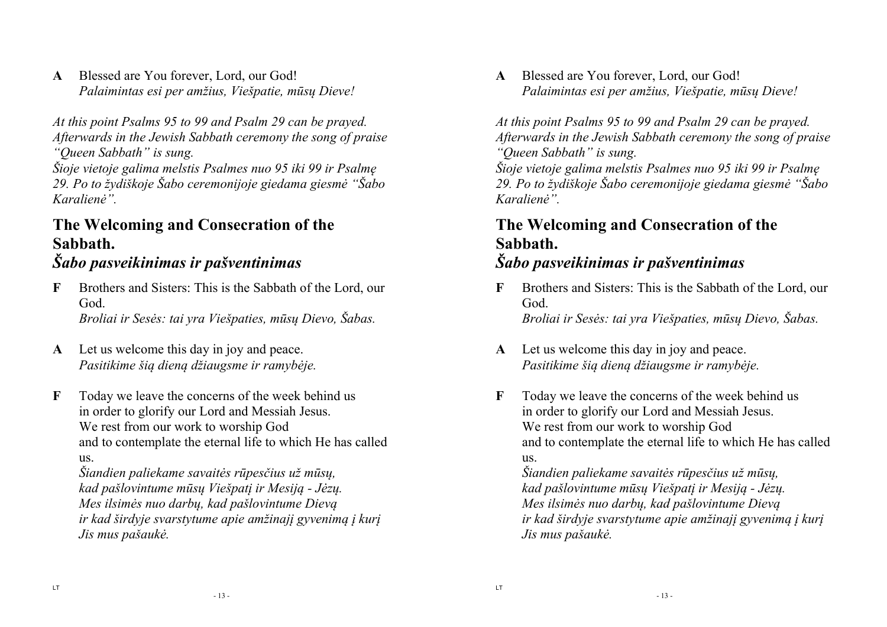**A** Blessed are You forever, Lord, our God!
*Palaimintas esi per amžius, Viešpatie, mūsų Dieve!*

*At this point Psalms 95 to 99 and Psalm 29 can be prayed. Afterwards in the Jewish Sabbath ceremony the song of praise "Queen Sabbath" is sung.*
*Šioje vietoje galima melstis Psalmes nuo 95 iki 99 ir Psalmę 29. Po to žydiškoje Šabo ceremonijoje giedama giesmė "Šabo Karalienė".*

## The Welcoming and Consecration of the Sabbath.
## *Šabo pasveikinimas ir pašventinimas*

**F** Brothers and Sisters: This is the Sabbath of the Lord, our God.
*Broliai ir Sesės: tai yra Viešpaties, mūsų Dievo, Šabas.*

**A** Let us welcome this day in joy and peace.
*Pasitikime šią dieną džiaugsme ir ramybėje.*

**F** Today we leave the concerns of the week behind us
in order to glorify our Lord and Messiah Jesus.
We rest from our work to worship God
and to contemplate the eternal life to which He has called us.
*Šiandien paliekame savaitės rūpesčius už mūsų,*
*kad pašlovintume mūsų Viešpatį ir Mesiją - Jėzų.*
*Mes ilsimės nuo darbų, kad pašlovintume Dievą*
*ir kad širdyje svarstytume apie amžinajį gyvenimą į kurį Jis mus pašaukė.*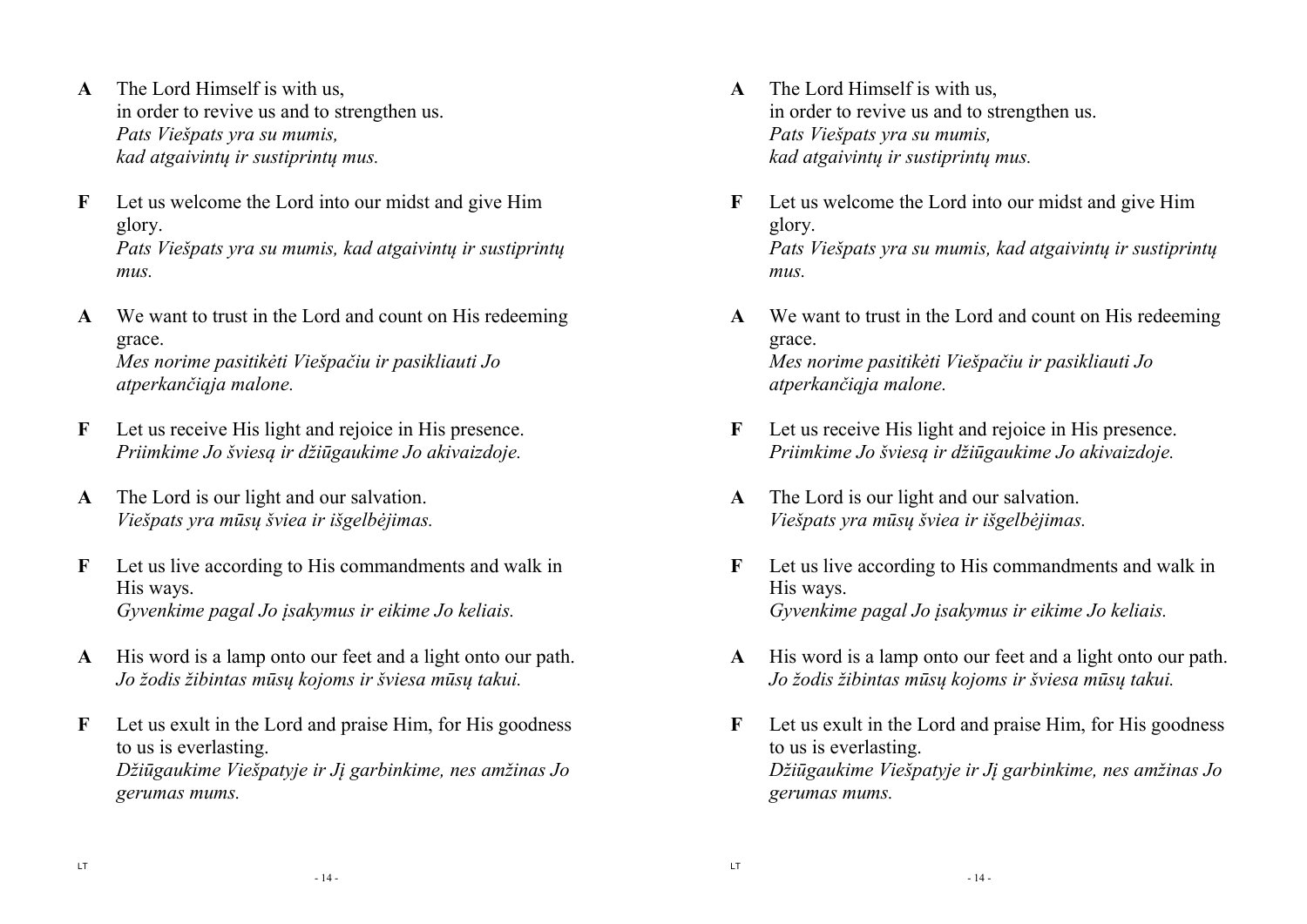**A** The Lord Himself is with us,
in order to revive us and to strengthen us.
*Pats Viešpats yra su mumis,*
*kad atgaivintų ir sustiprintų mus.*

**F** Let us welcome the Lord into our midst and give Him glory.
*Pats Viešpats yra su mumis, kad atgaivintų ir sustiprintų mus.*

**A** We want to trust in the Lord and count on His redeeming grace.
*Mes norime pasitikėti Viešpačiu ir pasikliauti Jo atperkančiąja malone.*

**F** Let us receive His light and rejoice in His presence.
*Priimkime Jo šviesą ir džiūgaukime Jo akivaizdoje.*

**A** The Lord is our light and our salvation.
*Viešpats yra mūsų šviea ir išgelbėjimas.*

**F** Let us live according to His commandments and walk in His ways.
*Gyvenkime pagal Jo įsakymus ir eikime Jo keliais.*

**A** His word is a lamp onto our feet and a light onto our path.
*Jo žodis žibintas mūsų kojoms ir šviesa mūsų takui.*

**F** Let us exult in the Lord and praise Him, for His goodness to us is everlasting.
*Džiūgaukime Viešpatyje ir Jį garbinkime, nes amžinas Jo gerumas mums.*

**A** The Lord Himself is with us,
in order to revive us and to strengthen us.
*Pats Viešpats yra su mumis,*
*kad atgaivintų ir sustiprintų mus.*

**F** Let us welcome the Lord into our midst and give Him glory.
*Pats Viešpats yra su mumis, kad atgaivintų ir sustiprintų mus.*

**A** We want to trust in the Lord and count on His redeeming grace.
*Mes norime pasitikėti Viešpačiu ir pasikliauti Jo atperkančiąja malone.*

**F** Let us receive His light and rejoice in His presence.
*Priimkime Jo šviesą ir džiūgaukime Jo akivaizdoje.*

**A** The Lord is our light and our salvation.
*Viešpats yra mūsų šviea ir išgelbėjimas.*

**F** Let us live according to His commandments and walk in His ways.
*Gyvenkime pagal Jo įsakymus ir eikime Jo keliais.*

**A** His word is a lamp onto our feet and a light onto our path.
*Jo žodis žibintas mūsų kojoms ir šviesa mūsų takui.*

**F** Let us exult in the Lord and praise Him, for His goodness to us is everlasting.
*Džiūgaukime Viešpatyje ir Jį garbinkime, nes amžinas Jo gerumas mums.*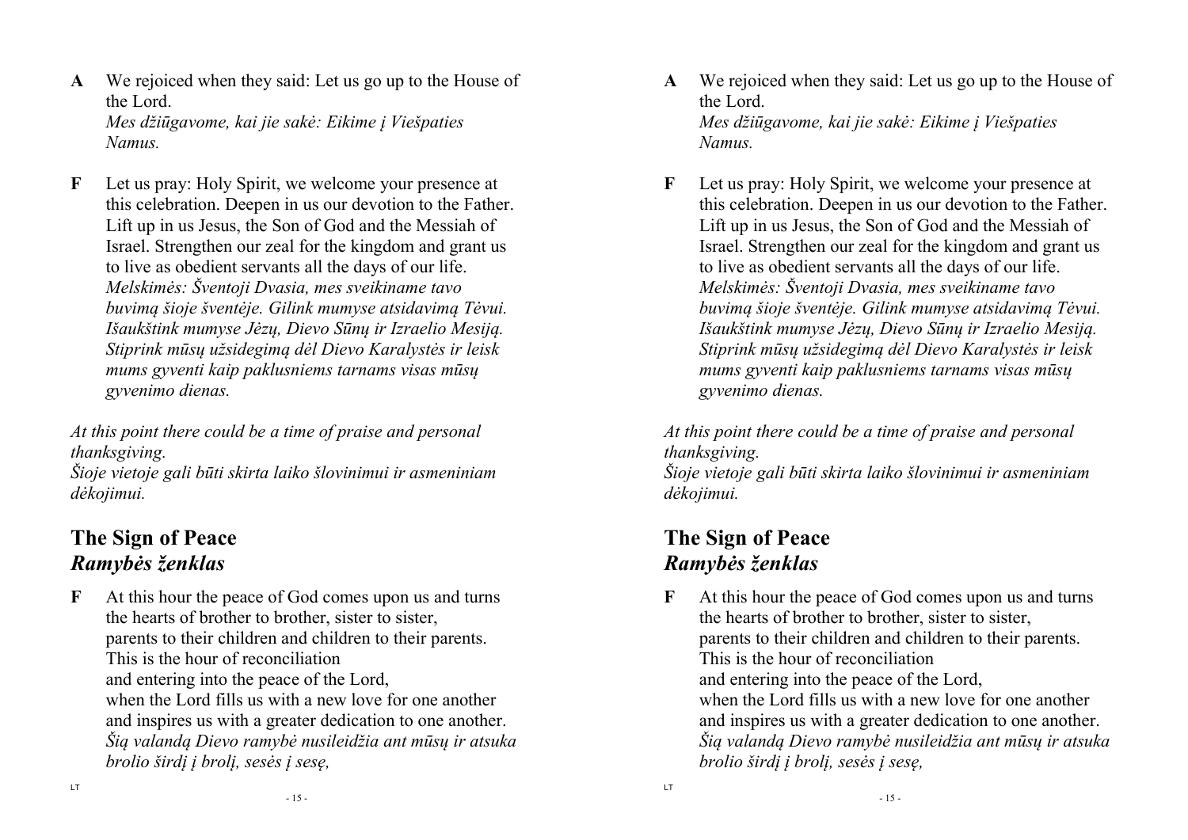**A** We rejoiced when they said: Let us go up to the House of the Lord.
*Mes džiūgavome, kai jie sakė: Eikime į Viešpaties Namus.*

**F** Let us pray: Holy Spirit, we welcome your presence at this celebration. Deepen in us our devotion to the Father. Lift up in us Jesus, the Son of God and the Messiah of Israel. Strengthen our zeal for the kingdom and grant us to live as obedient servants all the days of our life.
*Melskimės: Šventoji Dvasia, mes sveikiname tavo buvimą šioje šventėje. Gilink mumyse atsidavimą Tėvui. Išaukštink mumyse Jėzų, Dievo Sūnų ir Izraelio Mesiją. Stiprink mūsų užsidegimą dėl Dievo Karalystės ir leisk mums gyventi kaip paklusniems tarnams visas mūsų gyvenimo dienas.*

*At this point there could be a time of praise and personal thanksgiving.*
*Šioje vietoje gali būti skirta laiko šlovinimui ir asmeniniam dėkojimui.*

## The Sign of Peace
## *Ramybės ženklas*

**F** At this hour the peace of God comes upon us and turns the hearts of brother to brother, sister to sister, parents to their children and children to their parents. This is the hour of reconciliation and entering into the peace of the Lord, when the Lord fills us with a new love for one another and inspires us with a greater dedication to one another.
*Šią valandą Dievo ramybė nusileidžia ant mūsų ir atsuka brolio širdį į brolį, sesės į sesę,*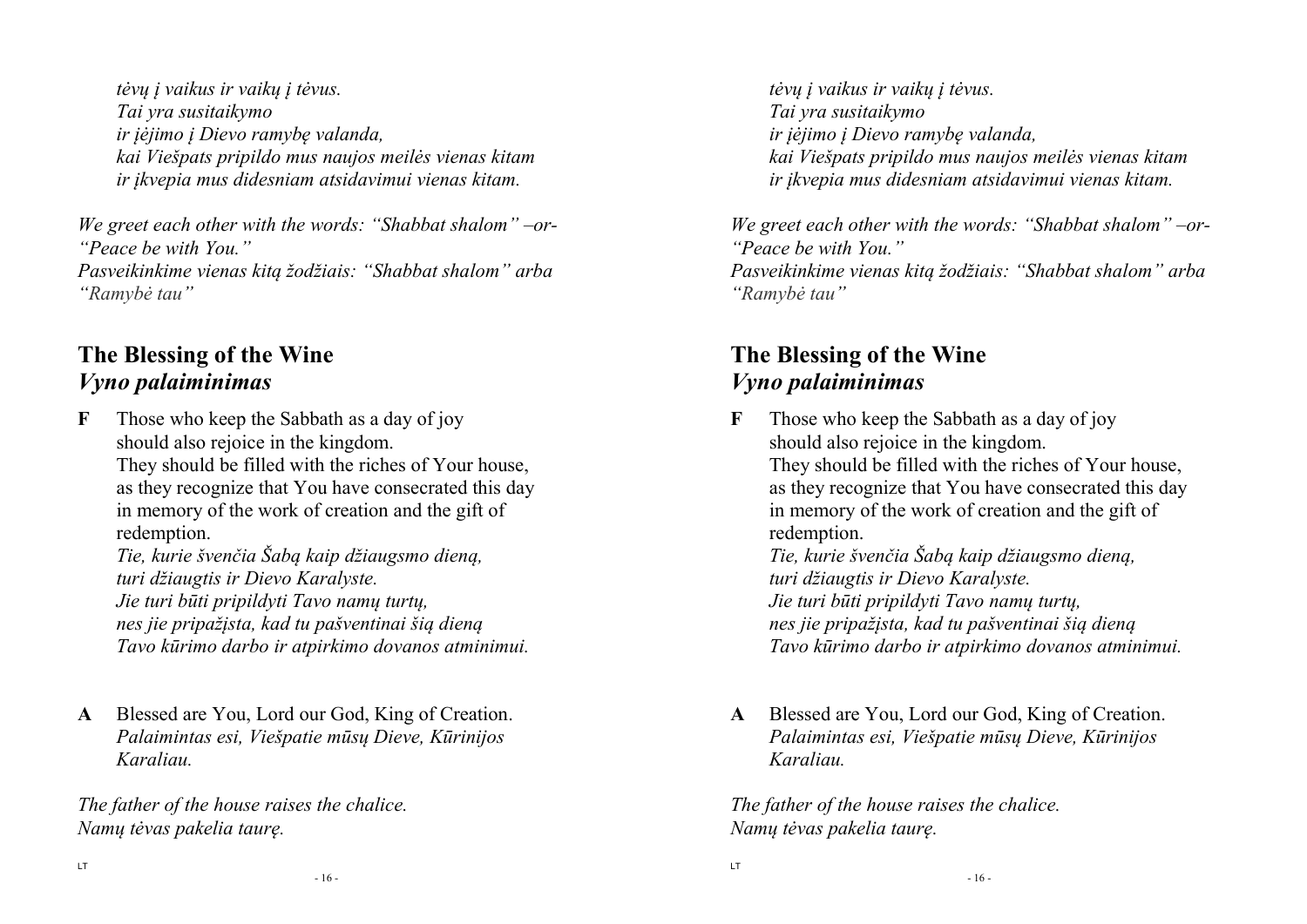*tėvų į vaikus ir vaikų į tėvus.*
*Tai yra susitaikymo*
*ir įėjimo į Dievo ramybę valanda,*
*kai Viešpats pripildo mus naujos meilės vienas kitam*
*ir įkvepia mus didesniam atsidavimui vienas kitam.*

*We greet each other with the words: "Shabbat shalom" –or- "Peace be with You."*
*Pasveikinkime vienas kitą žodžiais: "Shabbat shalom" arba "Ramybė tau"*

## The Blessing of the Wine
## *Vyno palaiminimas*

**F** Those who keep the Sabbath as a day of joy
should also rejoice in the kingdom.
They should be filled with the riches of Your house,
as they recognize that You have consecrated this day
in memory of the work of creation and the gift of redemption.
*Tie, kurie švenčia Šabą kaip džiaugsmo dieną,*
*turi džiaugtis ir Dievo Karalyste.*
*Jie turi būti pripildyti Tavo namų turtų,*
*nes jie pripažįsta, kad tu pašventinai šią dieną*
*Tavo kūrimo darbo ir atpirkimo dovanos atminimui.*

**A** Blessed are You, Lord our God, King of Creation.
*Palaimintas esi, Viešpatie mūsų Dieve, Kūrinijos Karaliau.*

*The father of the house raises the chalice.*
*Namų tėvas pakelia taurę.*

*tėvų į vaikus ir vaikų į tėvus.*
*Tai yra susitaikymo*
*ir įėjimo į Dievo ramybę valanda,*
*kai Viešpats pripildo mus naujos meilės vienas kitam*
*ir įkvepia mus didesniam atsidavimui vienas kitam.*

*We greet each other with the words: "Shabbat shalom" –or- "Peace be with You."*
*Pasveikinkime vienas kitą žodžiais: "Shabbat shalom" arba "Ramybė tau"*

## The Blessing of the Wine
## *Vyno palaiminimas*

**F** Those who keep the Sabbath as a day of joy
should also rejoice in the kingdom.
They should be filled with the riches of Your house,
as they recognize that You have consecrated this day
in memory of the work of creation and the gift of redemption.
*Tie, kurie švenčia Šabą kaip džiaugsmo dieną,*
*turi džiaugtis ir Dievo Karalyste.*
*Jie turi būti pripildyti Tavo namų turtų,*
*nes jie pripažįsta, kad tu pašventinai šią dieną*
*Tavo kūrimo darbo ir atpirkimo dovanos atminimui.*

**A** Blessed are You, Lord our God, King of Creation.
*Palaimintas esi, Viešpatie mūsų Dieve, Kūrinijos Karaliau.*

*The father of the house raises the chalice.*
*Namų tėvas pakelia taurę.*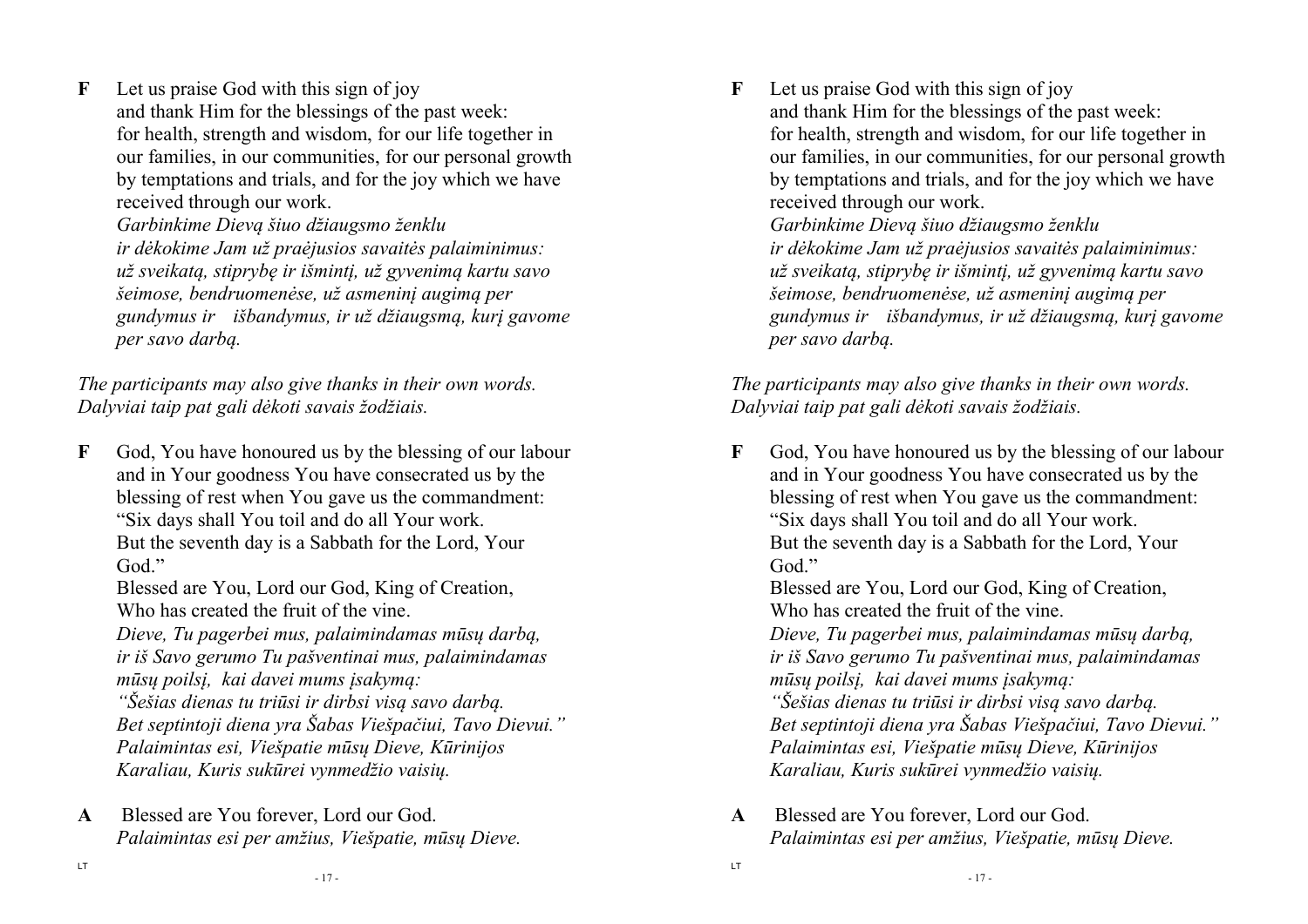**F** Let us praise God with this sign of joy
and thank Him for the blessings of the past week:
for health, strength and wisdom, for our life together in our families, in our communities, for our personal growth by temptations and trials, and for the joy which we have received through our work.
*Garbinkime Dievą šiuo džiaugsmo ženklu*
*ir dėkokime Jam už praėjusios savaitės palaiminimus:*
*už sveikatą, stiprybę ir išmintį, už gyvenimą kartu savo šeimose, bendruomenėse, už asmeninį augimą per gundymus ir išbandymus, ir už džiaugsmą, kurį gavome per savo darbą.*

*The participants may also give thanks in their own words.*
*Dalyviai taip pat gali dėkoti savais žodžiais.*

**F** God, You have honoured us by the blessing of our labour and in Your goodness You have consecrated us by the blessing of rest when You gave us the commandment:
"Six days shall You toil and do all Your work.
But the seventh day is a Sabbath for the Lord, Your God."
Blessed are You, Lord our God, King of Creation,
Who has created the fruit of the vine.
*Dieve, Tu pagerbei mus, palaimindamas mūsų darbą, ir iš Savo gerumo Tu pašventinai mus, palaimindamas mūsų poilsį, kai davei mums įsakymą:*
*"Šešias dienas tu triūsi ir dirbsi visą savo darbą.*
*Bet septintoji diena yra Šabas Viešpačiui, Tavo Dievui."*
*Palaimintas esi, Viešpatie mūsų Dieve, Kūrinijos Karaliau, Kuris sukūrei vynmedžio vaisių.*

**A** Blessed are You forever, Lord our God.
*Palaimintas esi per amžius, Viešpatie, mūsų Dieve.*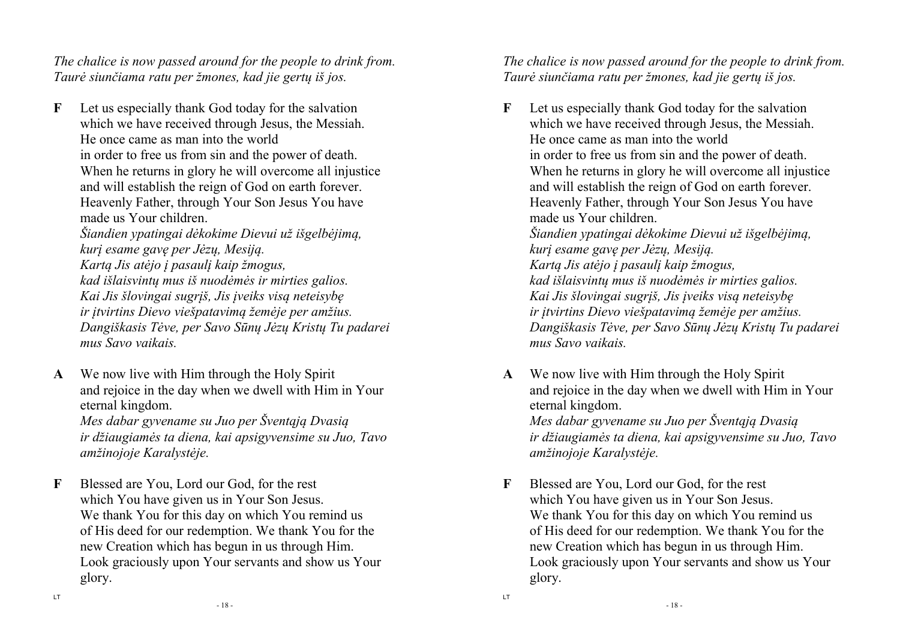*The chalice is now passed around for the people to drink from.*
*Taurė siunčiama ratu per žmones, kad jie gertų iš jos.*

**F** Let us especially thank God today for the salvation which we have received through Jesus, the Messiah. He once came as man into the world in order to free us from sin and the power of death. When he returns in glory he will overcome all injustice and will establish the reign of God on earth forever. Heavenly Father, through Your Son Jesus You have made us Your children.
*Šiandien ypatingai dėkokime Dievui už išgelbėjimą, kurį esame gavę per Jėzų, Mesiją.*
*Kartą Jis atėjo į pasaulį kaip žmogus, kad išlaisvintų mus iš nuodėmės ir mirties galios.*
*Kai Jis šlovingai sugrįš, Jis įveiks visą neteisybę ir įtvirtins Dievo viešpatavimą žemėje per amžius.*
*Dangiškasis Tėve, per Savo Sūnų Jėzų Kristų Tu padarei mus Savo vaikais.*

**A** We now live with Him through the Holy Spirit and rejoice in the day when we dwell with Him in Your eternal kingdom.
*Mes dabar gyvename su Juo per Šventąją Dvasią ir džiaugiamės ta diena, kai apsigyvensime su Juo, Tavo amžinojoje Karalystėje.*

**F** Blessed are You, Lord our God, for the rest which You have given us in Your Son Jesus. We thank You for this day on which You remind us of His deed for our redemption. We thank You for the new Creation which has begun in us through Him. Look graciously upon Your servants and show us Your glory.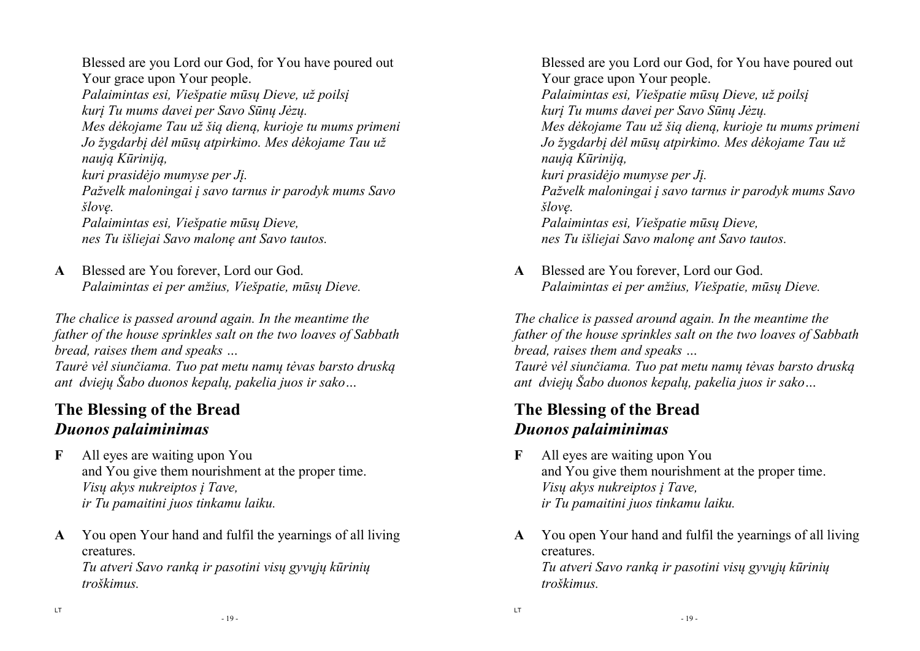Blessed are you Lord our God, for You have poured out Your grace upon Your people.
*Palaimintas esi, Viešpatie mūsų Dieve, už poilsį kurį Tu mums davei per Savo Sūnų Jėzų.
Mes dėkojame Tau už šią dieną, kurioje tu mums primeni Jo žygdarbį dėl mūsų atpirkimo. Mes dėkojame Tau už naują Kūriniją,
kuri prasidėjo mumyse per Jį.
Pažvelk maloningai į savo tarnus ir parodyk mums Savo šlovę.
Palaimintas esi, Viešpatie mūsų Dieve,
nes Tu išliejai Savo malonę ant Savo tautos.*

**A** Blessed are You forever, Lord our God.
*Palaimintas ei per amžius, Viešpatie, mūsų Dieve.*

*The chalice is passed around again. In the meantime the father of the house sprinkles salt on the two loaves of Sabbath bread, raises them and speaks …
Taurė vėl siunčiama. Tuo pat metu namų tėvas barsto druską ant dviejų Šabo duonos kepalų, pakelia juos ir sako…*

## The Blessing of the Bread
## *Duonos palaiminimas*

**F** All eyes are waiting upon You
and You give them nourishment at the proper time.
*Visų akys nukreiptos į Tave,
ir Tu pamaitini juos tinkamu laiku.*

**A** You open Your hand and fulfil the yearnings of all living creatures.
*Tu atveri Savo ranką ir pasotini visų gyvųjų kūrinių troškimus.*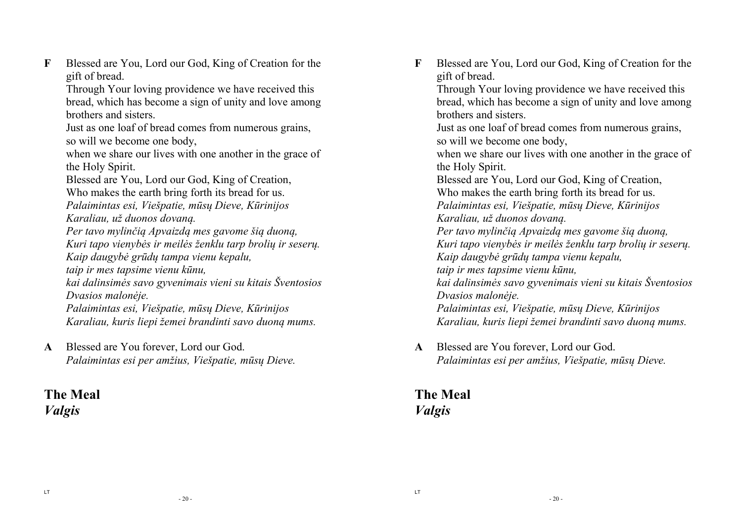**F** Blessed are You, Lord our God, King of Creation for the gift of bread.
Through Your loving providence we have received this bread, which has become a sign of unity and love among brothers and sisters.
Just as one loaf of bread comes from numerous grains, so will we become one body,
when we share our lives with one another in the grace of the Holy Spirit.
Blessed are You, Lord our God, King of Creation,
Who makes the earth bring forth its bread for us.
*Palaimintas esi, Viešpatie, mūsų Dieve, Kūrinijos Karaliau, už duonos dovaną.*
*Per tavo mylinčią Apvaizdą mes gavome šią duoną,*
*Kuri tapo vienybės ir meilės ženklu tarp brolių ir seserų.*
*Kaip daugybė grūdų tampa vienu kepalu,*
*taip ir mes tapsime vienu kūnu,*
*kai dalinsimės savo gyvenimais vieni su kitais Šventosios Dvasios malonėje.*
*Palaimintas esi, Viešpatie, mūsų Dieve, Kūrinijos Karaliau, kuris liepi žemei brandinti savo duoną mums.*

**A** Blessed are You forever, Lord our God.
*Palaimintas esi per amžius, Viešpatie, mūsų Dieve.*

## The Meal
## *Valgis*

**F** Blessed are You, Lord our God, King of Creation for the gift of bread.
Through Your loving providence we have received this bread, which has become a sign of unity and love among brothers and sisters.
Just as one loaf of bread comes from numerous grains, so will we become one body,
when we share our lives with one another in the grace of the Holy Spirit.
Blessed are You, Lord our God, King of Creation,
Who makes the earth bring forth its bread for us.
*Palaimintas esi, Viešpatie, mūsų Dieve, Kūrinijos Karaliau, už duonos dovaną.*
*Per tavo mylinčią Apvaizdą mes gavome šią duoną,*
*Kuri tapo vienybės ir meilės ženklu tarp brolių ir seserų.*
*Kaip daugybė grūdų tampa vienu kepalu,*
*taip ir mes tapsime vienu kūnu,*
*kai dalinsimės savo gyvenimais vieni su kitais Šventosios Dvasios malonėje.*
*Palaimintas esi, Viešpatie, mūsų Dieve, Kūrinijos Karaliau, kuris liepi žemei brandinti savo duoną mums.*

**A** Blessed are You forever, Lord our God.
*Palaimintas esi per amžius, Viešpatie, mūsų Dieve.*

## The Meal
## *Valgis*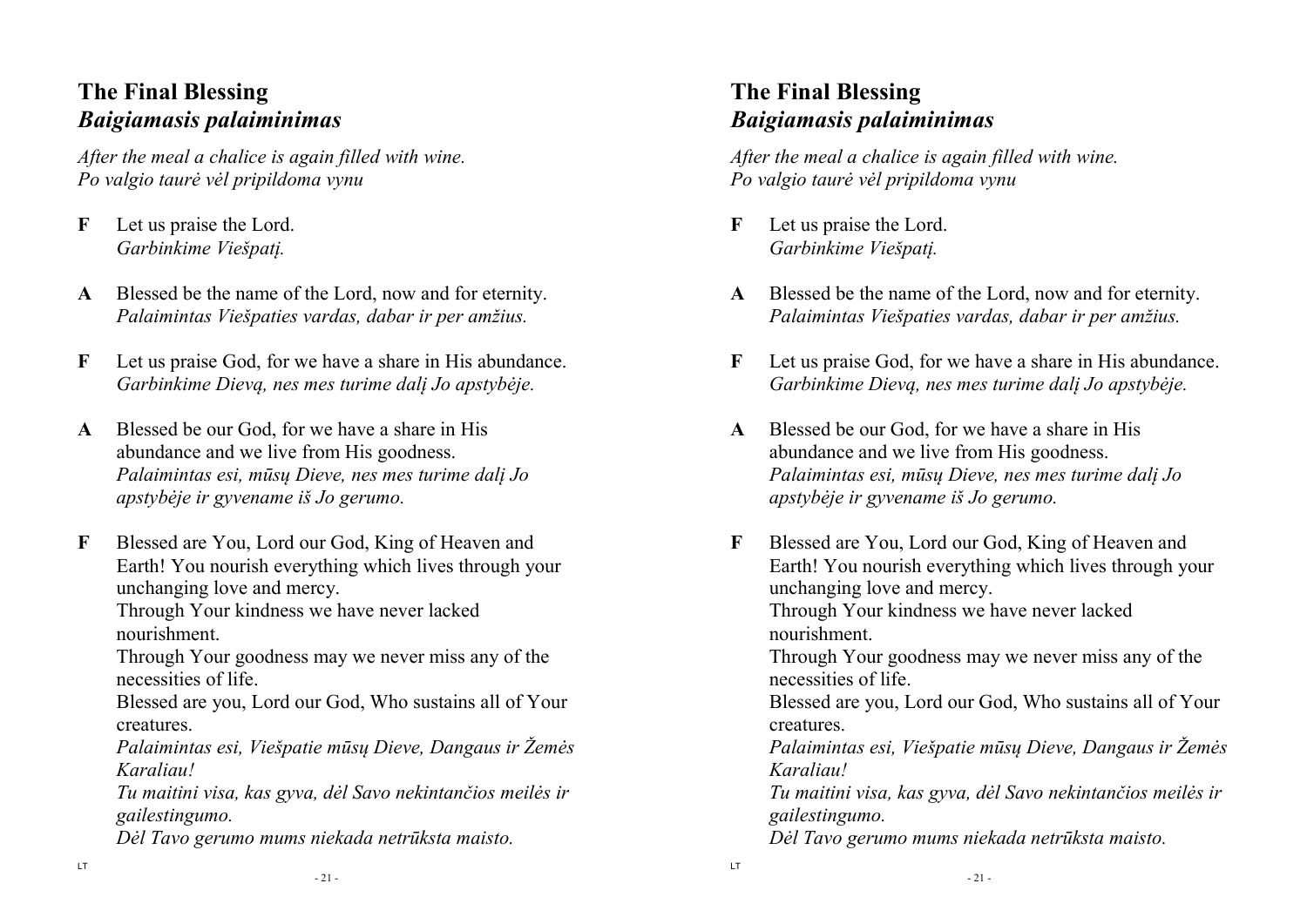## The Final Blessing
## *Baigiamasis palaiminimas*

*After the meal a chalice is again filled with wine.*
*Po valgio taurė vėl pripildoma vynu*

**F** Let us praise the Lord.
*Garbinkime Viešpatį.*

**A** Blessed be the name of the Lord, now and for eternity.
*Palaimintas Viešpaties vardas, dabar ir per amžius.*

**F** Let us praise God, for we have a share in His abundance.
*Garbinkime Dievą, nes mes turime dalį Jo apstybėje.*

**A** Blessed be our God, for we have a share in His abundance and we live from His goodness.
*Palaimintas esi, mūsų Dieve, nes mes turime dalį Jo apstybėje ir gyvename iš Jo gerumo.*

**F** Blessed are You, Lord our God, King of Heaven and Earth! You nourish everything which lives through your unchanging love and mercy.
Through Your kindness we have never lacked nourishment.
Through Your goodness may we never miss any of the necessities of life.
Blessed are you, Lord our God, Who sustains all of Your creatures.
*Palaimintas esi, Viešpatie mūsų Dieve, Dangaus ir Žemės Karaliau!*
*Tu maitini visa, kas gyva, dėl Savo nekintančios meilės ir gailestingumo.*
*Dėl Tavo gerumo mums niekada netrūksta maisto.*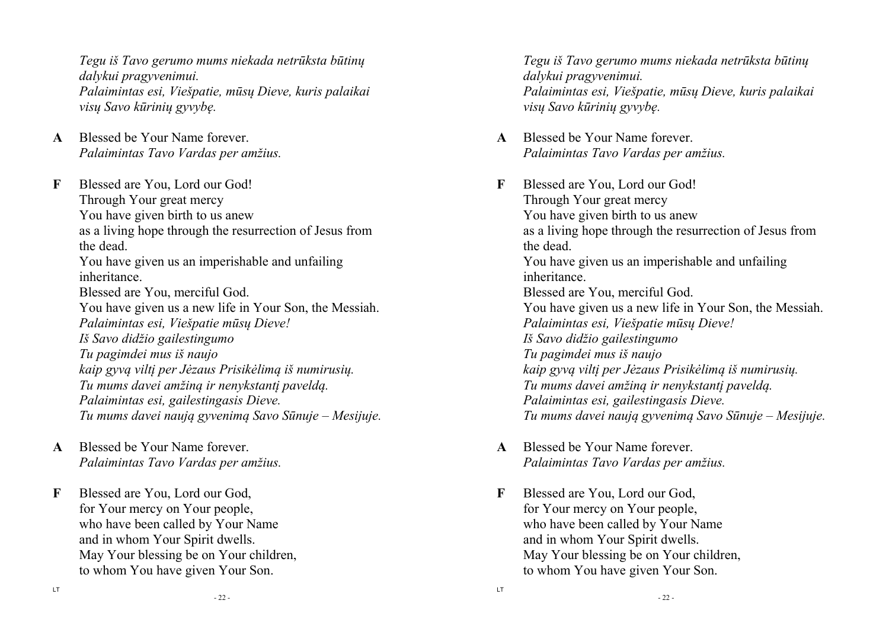*Tegu iš Tavo gerumo mums niekada netrūksta būtinų dalykui pragyvenimui.*
*Palaimintas esi, Viešpatie, mūsų Dieve, kuris palaikai visų Savo kūrinių gyvybę.*

**A** Blessed be Your Name forever.
*Palaimintas Tavo Vardas per amžius.*

**F** Blessed are You, Lord our God!
Through Your great mercy
You have given birth to us anew
as a living hope through the resurrection of Jesus from the dead.
You have given us an imperishable and unfailing inheritance.
Blessed are You, merciful God.
You have given us a new life in Your Son, the Messiah.
*Palaimintas esi, Viešpatie mūsų Dieve!*
*Iš Savo didžio gailestingumo*
*Tu pagimdei mus iš naujo*
*kaip gyvą viltį per Jėzaus Prisikėlimą iš numirusių.*
*Tu mums davei amžiną ir nenykstantį paveldą.*
*Palaimintas esi, gailestingasis Dieve.*
*Tu mums davei naują gyvenimą Savo Sūnuje – Mesijuje.*

**A** Blessed be Your Name forever.
*Palaimintas Tavo Vardas per amžius.*

**F** Blessed are You, Lord our God,
for Your mercy on Your people,
who have been called by Your Name
and in whom Your Spirit dwells.
May Your blessing be on Your children,
to whom You have given Your Son.

*Tegu iš Tavo gerumo mums niekada netrūksta būtinų dalykui pragyvenimui.*
*Palaimintas esi, Viešpatie, mūsų Dieve, kuris palaikai visų Savo kūrinių gyvybę.*

**A** Blessed be Your Name forever.
*Palaimintas Tavo Vardas per amžius.*

**F** Blessed are You, Lord our God!
Through Your great mercy
You have given birth to us anew
as a living hope through the resurrection of Jesus from the dead.
You have given us an imperishable and unfailing inheritance.
Blessed are You, merciful God.
You have given us a new life in Your Son, the Messiah.
*Palaimintas esi, Viešpatie mūsų Dieve!*
*Iš Savo didžio gailestingumo*
*Tu pagimdei mus iš naujo*
*kaip gyvą viltį per Jėzaus Prisikėlimą iš numirusių.*
*Tu mums davei amžiną ir nenykstantį paveldą.*
*Palaimintas esi, gailestingasis Dieve.*
*Tu mums davei naują gyvenimą Savo Sūnuje – Mesijuje.*

**A** Blessed be Your Name forever.
*Palaimintas Tavo Vardas per amžius.*

**F** Blessed are You, Lord our God,
for Your mercy on Your people,
who have been called by Your Name
and in whom Your Spirit dwells.
May Your blessing be on Your children,
to whom You have given Your Son.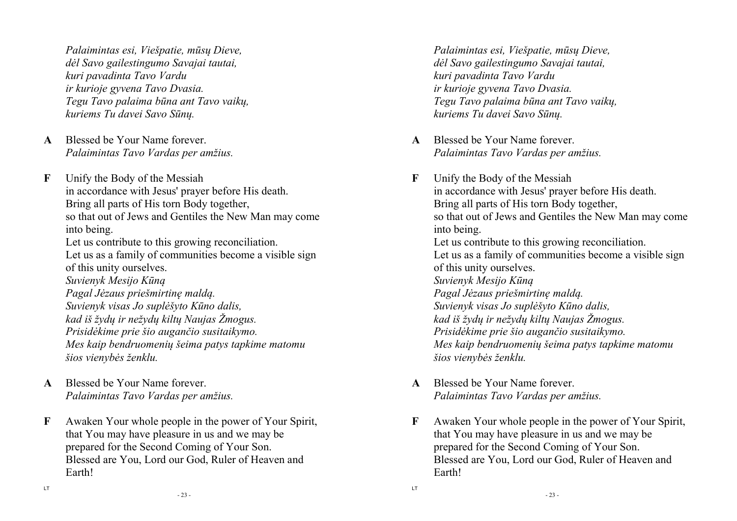*Palaimintas esi, Viešpatie, mūsų Dieve,*
*dėl Savo gailestingumo Savajai tautai,*
*kuri pavadinta Tavo Vardu*
*ir kurioje gyvena Tavo Dvasia.*
*Tegu Tavo palaima būna ant Tavo vaikų,*
*kuriems Tu davei Savo Sūnų.*

**A** Blessed be Your Name forever.
*Palaimintas Tavo Vardas per amžius.*

**F** Unify the Body of the Messiah
in accordance with Jesus' prayer before His death.
Bring all parts of His torn Body together,
so that out of Jews and Gentiles the New Man may come into being.
Let us contribute to this growing reconciliation.
Let us as a family of communities become a visible sign of this unity ourselves.
*Suvienyk Mesijo Kūną*
*Pagal Jėzaus priešmirtinę maldą.*
*Suvienyk visas Jo suplėšyto Kūno dalis,*
*kad iš žydų ir nežydų kiltų Naujas Žmogus.*
*Prisidėkime prie šio augančio susitaikymo.*
*Mes kaip bendruomenių šeima patys tapkime matomu šios vienybės ženklu.*

**A** Blessed be Your Name forever.
*Palaimintas Tavo Vardas per amžius.*

**F** Awaken Your whole people in the power of Your Spirit,
that You may have pleasure in us and we may be prepared for the Second Coming of Your Son.
Blessed are You, Lord our God, Ruler of Heaven and Earth!

*Palaimintas esi, Viešpatie, mūsų Dieve,*
*dėl Savo gailestingumo Savajai tautai,*
*kuri pavadinta Tavo Vardu*
*ir kurioje gyvena Tavo Dvasia.*
*Tegu Tavo palaima būna ant Tavo vaikų,*
*kuriems Tu davei Savo Sūnų.*

**A** Blessed be Your Name forever.
*Palaimintas Tavo Vardas per amžius.*

**F** Unify the Body of the Messiah
in accordance with Jesus' prayer before His death.
Bring all parts of His torn Body together,
so that out of Jews and Gentiles the New Man may come into being.
Let us contribute to this growing reconciliation.
Let us as a family of communities become a visible sign of this unity ourselves.
*Suvienyk Mesijo Kūną*
*Pagal Jėzaus priešmirtinę maldą.*
*Suvienyk visas Jo suplėšyto Kūno dalis,*
*kad iš žydų ir nežydų kiltų Naujas Žmogus.*
*Prisidėkime prie šio augančio susitaikymo.*
*Mes kaip bendruomenių šeima patys tapkime matomu šios vienybės ženklu.*

**A** Blessed be Your Name forever.
*Palaimintas Tavo Vardas per amžius.*

**F** Awaken Your whole people in the power of Your Spirit,
that You may have pleasure in us and we may be prepared for the Second Coming of Your Son.
Blessed are You, Lord our God, Ruler of Heaven and Earth!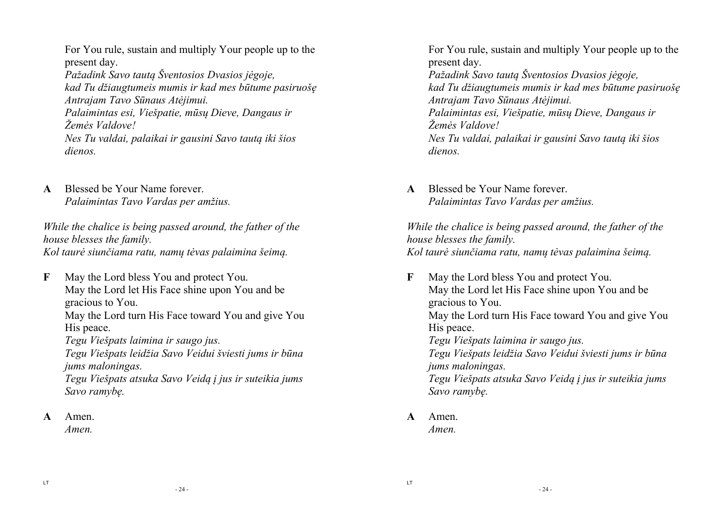For You rule, sustain and multiply Your people up to the present day.
*Pažadink Savo tautą Šventosios Dvasios jėgoje,*
*kad Tu džiaugtumeis mumis ir kad mes būtume pasiruošę Antrajam Tavo Sūnaus Atėjimui.*
*Palaimintas esi, Viešpatie, mūsų Dieve, Dangaus ir Žemės Valdove!*
*Nes Tu valdai, palaikai ir gausini Savo tautą iki šios dienos.*

**A** Blessed be Your Name forever.
*Palaimintas Tavo Vardas per amžius.*

*While the chalice is being passed around, the father of the house blesses the family.*
*Kol taurė siunčiama ratu, namų tėvas palaimina šeimą.*

**F** May the Lord bless You and protect You.
May the Lord let His Face shine upon You and be gracious to You.
May the Lord turn His Face toward You and give You His peace.
*Tegu Viešpats laimina ir saugo jus.*
*Tegu Viešpats leidžia Savo Veidui šviesti jums ir būna jums maloningas.*
*Tegu Viešpats atsuka Savo Veidą į jus ir suteikia jums Savo ramybę.*

**A** Amen.
*Amen.*

For You rule, sustain and multiply Your people up to the present day.
*Pažadink Savo tautą Šventosios Dvasios jėgoje,*
*kad Tu džiaugtumeis mumis ir kad mes būtume pasiruošę Antrajam Tavo Sūnaus Atėjimui.*
*Palaimintas esi, Viešpatie, mūsų Dieve, Dangaus ir Žemės Valdove!*
*Nes Tu valdai, palaikai ir gausini Savo tautą iki šios dienos.*

**A** Blessed be Your Name forever.
*Palaimintas Tavo Vardas per amžius.*

*While the chalice is being passed around, the father of the house blesses the family.*
*Kol taurė siunčiama ratu, namų tėvas palaimina šeimą.*

**F** May the Lord bless You and protect You.
May the Lord let His Face shine upon You and be gracious to You.
May the Lord turn His Face toward You and give You His peace.
*Tegu Viešpats laimina ir saugo jus.*
*Tegu Viešpats leidžia Savo Veidui šviesti jums ir būna jums maloningas.*
*Tegu Viešpats atsuka Savo Veidą į jus ir suteikia jums Savo ramybę.*

**A** Amen.
*Amen.*